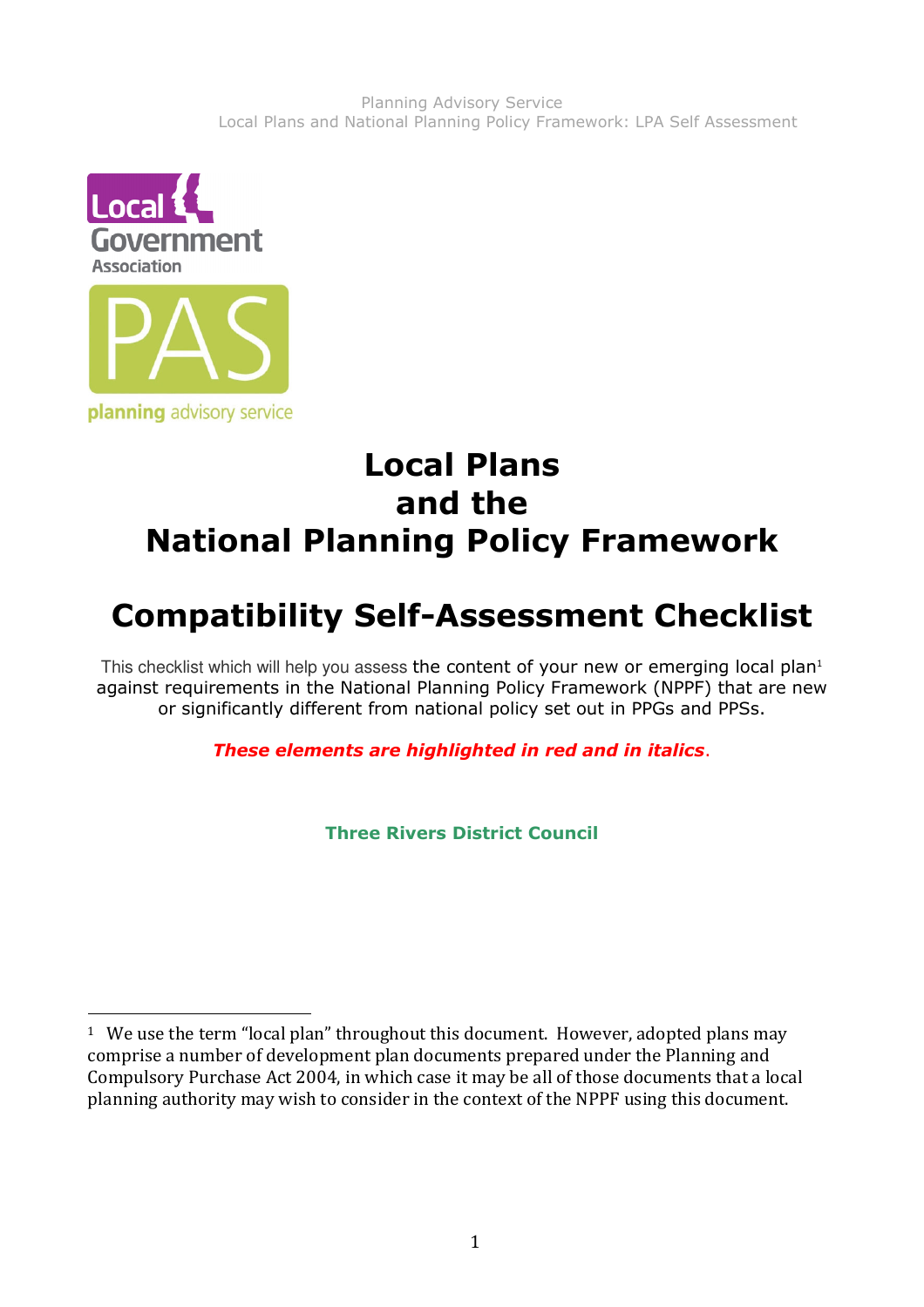# Local Plans and the National Planning Policy Framework

# Compatibility Self-Assessment Checklist

This checklist which will help you assess the content of your new or emerging local plan[1] against requirements in the National Planning Policy Framework (NPPF) that are new or significantly different from national policy set out in PPGs and PPSs.

***These elements are highlighted in red and in italics.***

**Three Rivers District Council**

---

[1] We use the term "local plan" throughout this document. However, adopted plans may comprise a number of development plan documents prepared under the Planning and Compulsory Purchase Act 2004, in which case it may be all of those documents that a local planning authority may wish to consider in the context of the NPPF using this document.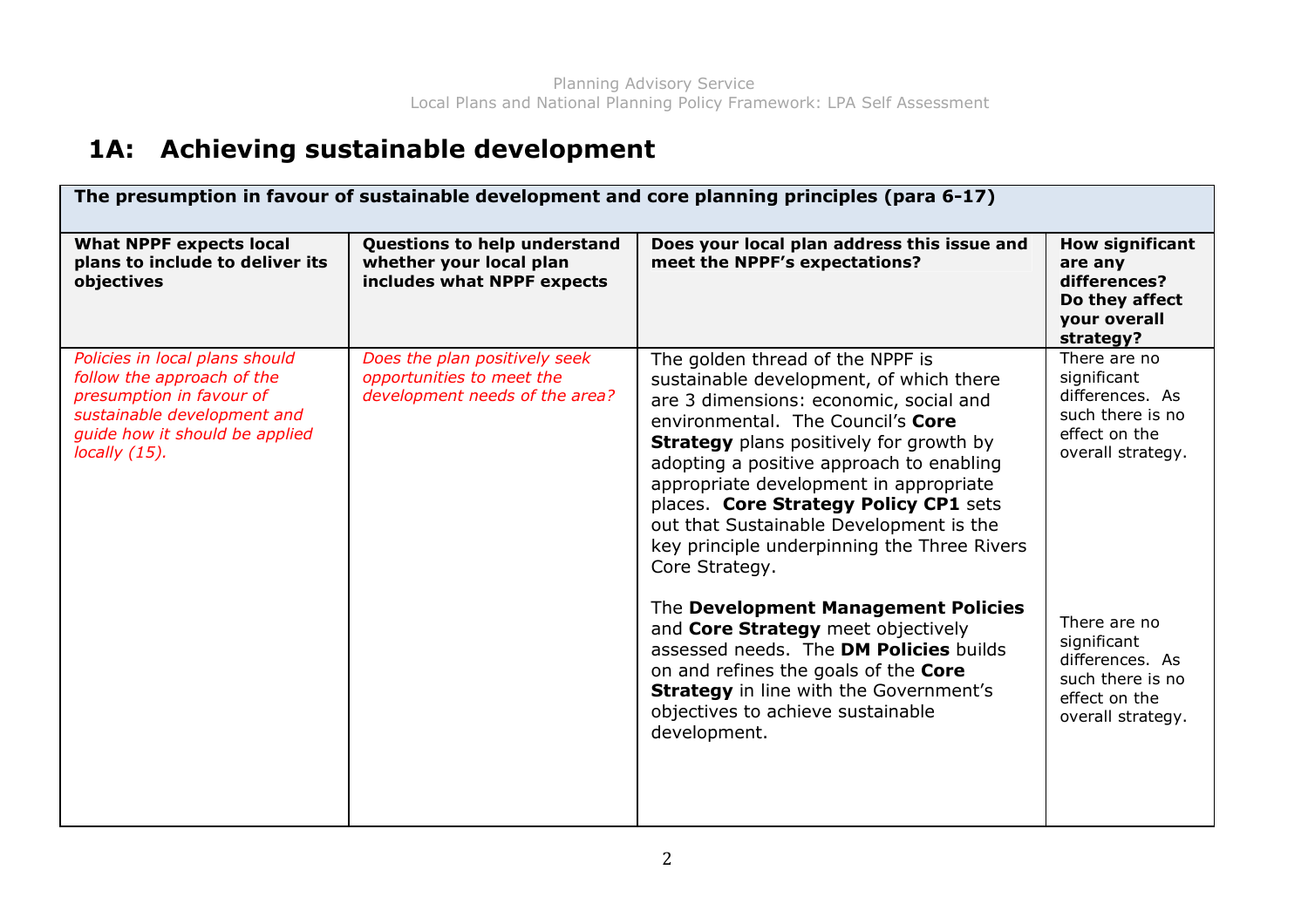## 1A: Achieving sustainable development

| **The presumption in favour of sustainable development and core planning principles (para 6-17)** | | | |
|---|---|---|---|
| **What NPPF expects local plans to include to deliver its objectives** | **Questions to help understand whether your local plan includes what NPPF expects** | **Does your local plan address this issue and meet the NPPF's expectations?** | **How significant are any differences? Do they affect your overall strategy?** |
| *Policies in local plans should follow the approach of the presumption in favour of sustainable development and guide how it should be applied locally (15).* | *Does the plan positively seek opportunities to meet the development needs of the area?* | The golden thread of the NPPF is sustainable development, of which there are 3 dimensions: economic, social and environmental. The Council's **Core Strategy** plans positively for growth by adopting a positive approach to enabling appropriate development in appropriate places. **Core Strategy Policy CP1** sets out that Sustainable Development is the key principle underpinning the Three Rivers Core Strategy.<br><br>The **Development Management Policies** and **Core Strategy** meet objectively assessed needs. The **DM Policies** builds on and refines the goals of the **Core Strategy** in line with the Government's objectives to achieve sustainable development. | There are no significant differences. As such there is no effect on the overall strategy.<br><br>There are no significant differences. As such there is no effect on the overall strategy. |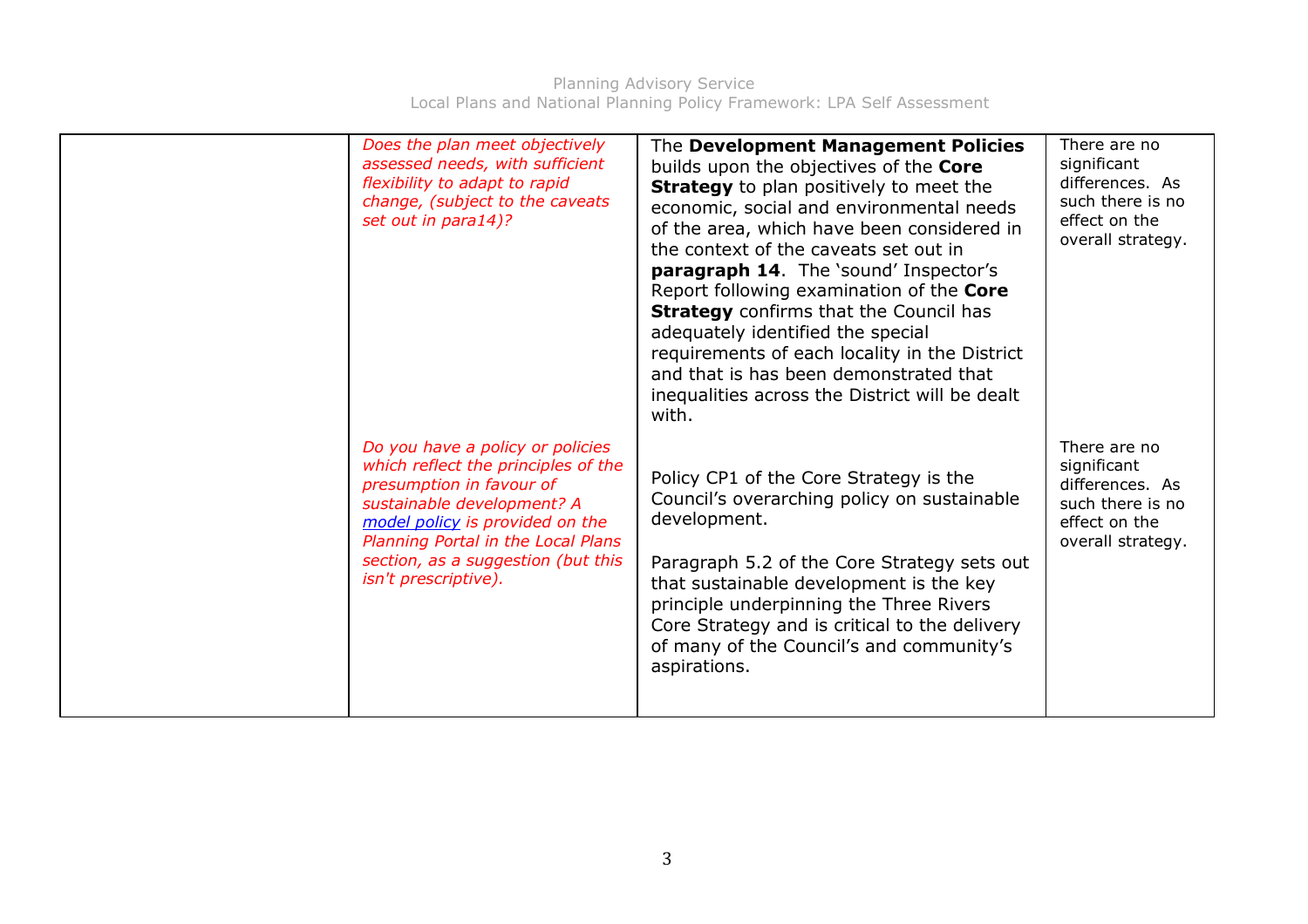| | | | |
|---|---|---|---|
| | *Does the plan meet objectively assessed needs, with sufficient flexibility to adapt to rapid change, (subject to the caveats set out in para14)?* | The **Development Management Policies** builds upon the objectives of the **Core Strategy** to plan positively to meet the economic, social and environmental needs of the area, which have been considered in the context of the caveats set out in **paragraph 14**. The 'sound' Inspector's Report following examination of the **Core Strategy** confirms that the Council has adequately identified the special requirements of each locality in the District and that is has been demonstrated that inequalities across the District will be dealt with. | There are no significant differences. As such there is no effect on the overall strategy. |
| | *Do you have a policy or policies which reflect the principles of the presumption in favour of sustainable development? A model policy is provided on the Planning Portal in the Local Plans section, as a suggestion (but this isn't prescriptive).* | Policy CP1 of the Core Strategy is the Council's overarching policy on sustainable development.<br><br>Paragraph 5.2 of the Core Strategy sets out that sustainable development is the key principle underpinning the Three Rivers Core Strategy and is critical to the delivery of many of the Council's and community's aspirations. | There are no significant differences. As such there is no effect on the overall strategy. |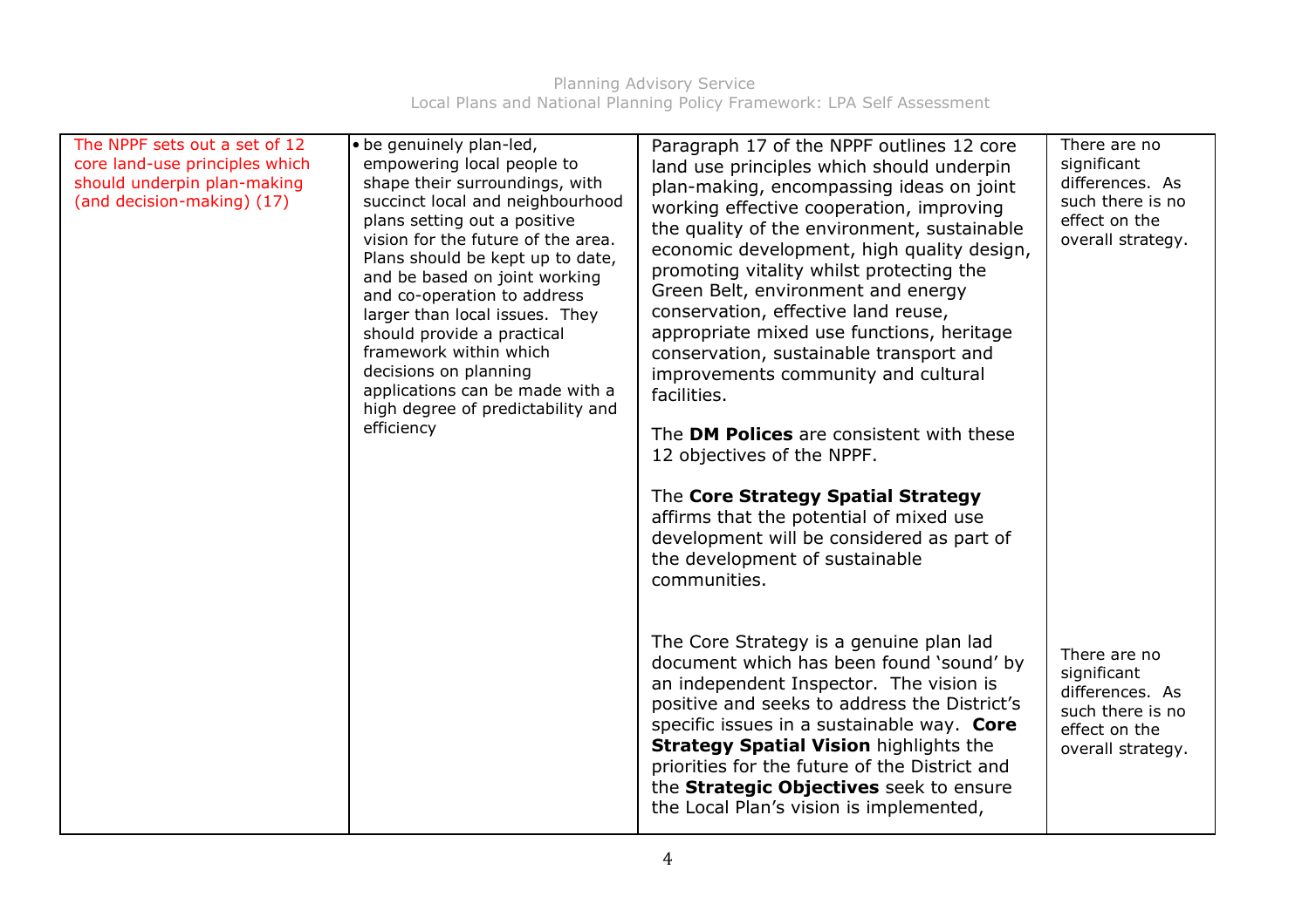| | | | |
|---|---|---|---|
| The NPPF sets out a set of 12 core land-use principles which should underpin plan-making (and decision-making) (17) | • be genuinely plan-led, empowering local people to shape their surroundings, with succinct local and neighbourhood plans setting out a positive vision for the future of the area. Plans should be kept up to date, and be based on joint working and co-operation to address larger than local issues. They should provide a practical framework within which decisions on planning applications can be made with a high degree of predictability and efficiency | Paragraph 17 of the NPPF outlines 12 core land use principles which should underpin plan-making, encompassing ideas on joint working effective cooperation, improving the quality of the environment, sustainable economic development, high quality design, promoting vitality whilst protecting the Green Belt, environment and energy conservation, effective land reuse, appropriate mixed use functions, heritage conservation, sustainable transport and improvements community and cultural facilities.<br><br>The **DM Polices** are consistent with these 12 objectives of the NPPF.<br><br>The **Core Strategy Spatial Strategy** affirms that the potential of mixed use development will be considered as part of the development of sustainable communities. | There are no significant differences. As such there is no effect on the overall strategy. |
| | | The Core Strategy is a genuine plan lad document which has been found 'sound' by an independent Inspector. The vision is positive and seeks to address the District's specific issues in a sustainable way. **Core Strategy Spatial Vision** highlights the priorities for the future of the District and the **Strategic Objectives** seek to ensure the Local Plan's vision is implemented, | There are no significant differences. As such there is no effect on the overall strategy. |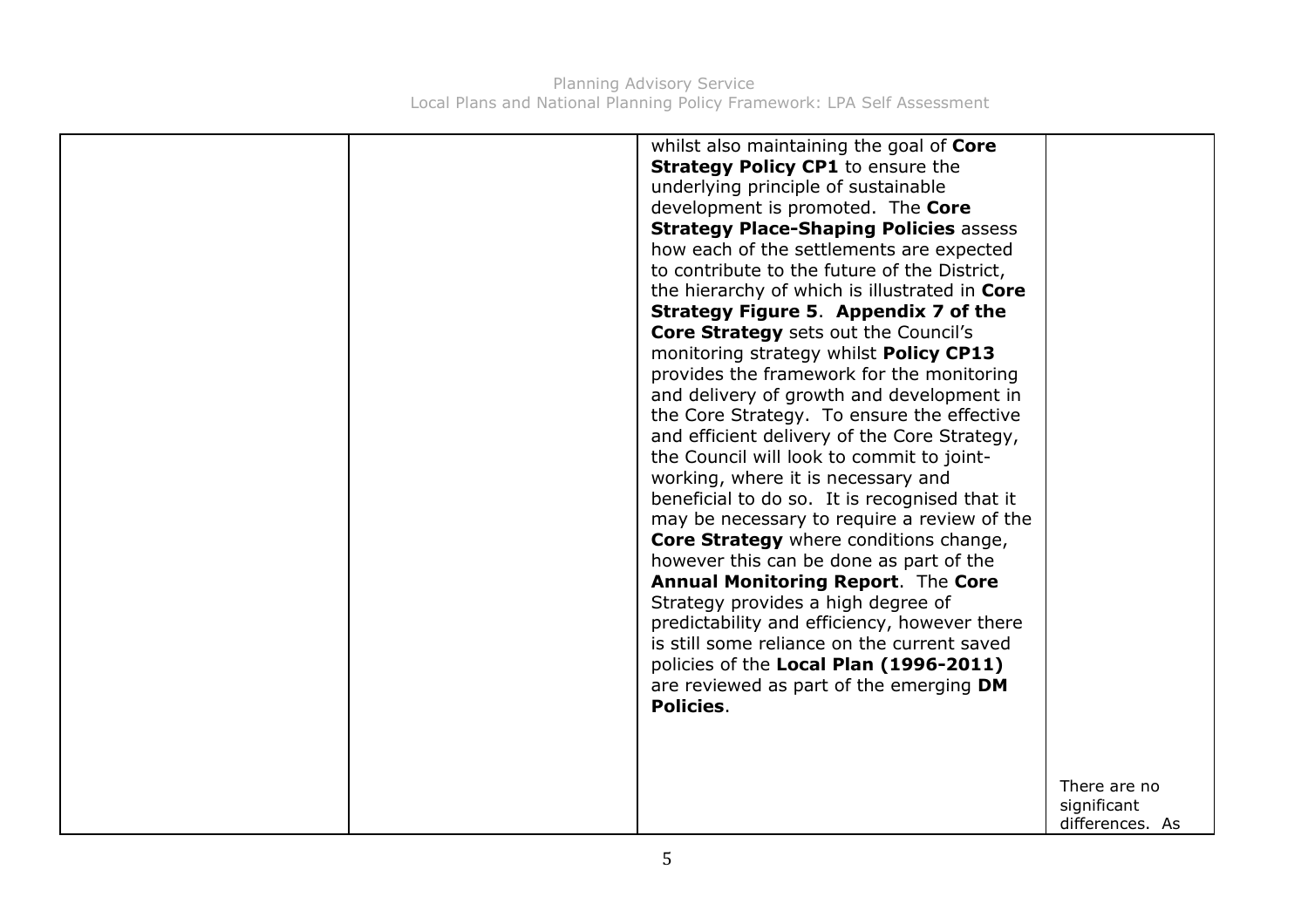|  |  |  |  |
|---|---|---|---|
|  |  | whilst also maintaining the goal of **Core Strategy Policy CP1** to ensure the underlying principle of sustainable development is promoted. The **Core Strategy Place-Shaping Policies** assess how each of the settlements are expected to contribute to the future of the District, the hierarchy of which is illustrated in **Core Strategy Figure 5**. **Appendix 7 of the Core Strategy** sets out the Council's monitoring strategy whilst **Policy CP13** provides the framework for the monitoring and delivery of growth and development in the Core Strategy. To ensure the effective and efficient delivery of the Core Strategy, the Council will look to commit to joint-working, where it is necessary and beneficial to do so. It is recognised that it may be necessary to require a review of the **Core Strategy** where conditions change, however this can be done as part of the **Annual Monitoring Report**. The **Core** Strategy provides a high degree of predictability and efficiency, however there is still some reliance on the current saved policies of the **Local Plan (1996-2011)** are reviewed as part of the emerging **DM Policies**. | There are no significant differences. As |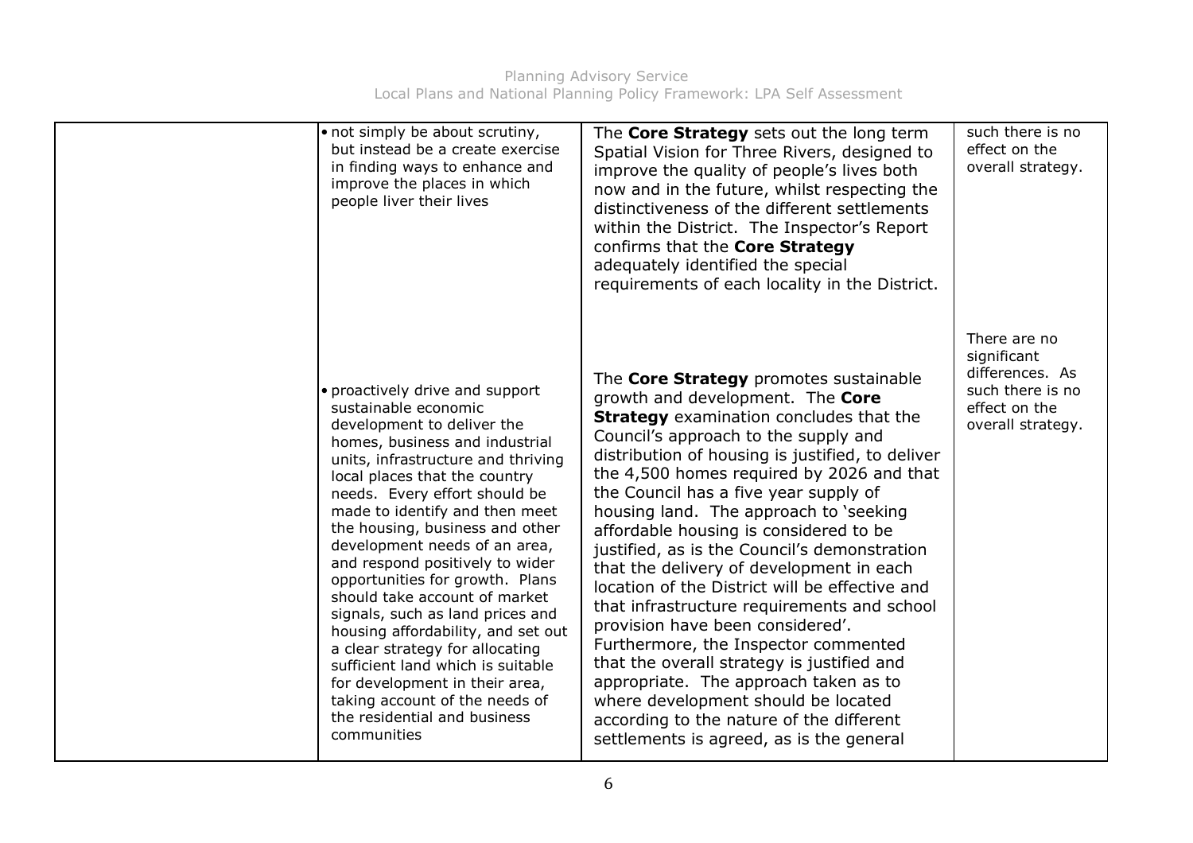|  |  |  |  |
|---|---|---|---|
|  | • not simply be about scrutiny, but instead be a create exercise in finding ways to enhance and improve the places in which people liver their lives | The **Core Strategy** sets out the long term Spatial Vision for Three Rivers, designed to improve the quality of people's lives both now and in the future, whilst respecting the distinctiveness of the different settlements within the District. The Inspector's Report confirms that the **Core Strategy** adequately identified the special requirements of each locality in the District. | such there is no effect on the overall strategy. |
|  | • proactively drive and support sustainable economic development to deliver the homes, business and industrial units, infrastructure and thriving local places that the country needs. Every effort should be made to identify and then meet the housing, business and other development needs of an area, and respond positively to wider opportunities for growth. Plans should take account of market signals, such as land prices and housing affordability, and set out a clear strategy for allocating sufficient land which is suitable for development in their area, taking account of the needs of the residential and business communities | The **Core Strategy** promotes sustainable growth and development. The **Core Strategy** examination concludes that the Council's approach to the supply and distribution of housing is justified, to deliver the 4,500 homes required by 2026 and that the Council has a five year supply of housing land. The approach to 'seeking affordable housing is considered to be justified, as is the Council's demonstration that the delivery of development in each location of the District will be effective and that infrastructure requirements and school provision have been considered'. Furthermore, the Inspector commented that the overall strategy is justified and appropriate. The approach taken as to where development should be located according to the nature of the different settlements is agreed, as is the general | There are no significant differences. As such there is no effect on the overall strategy. |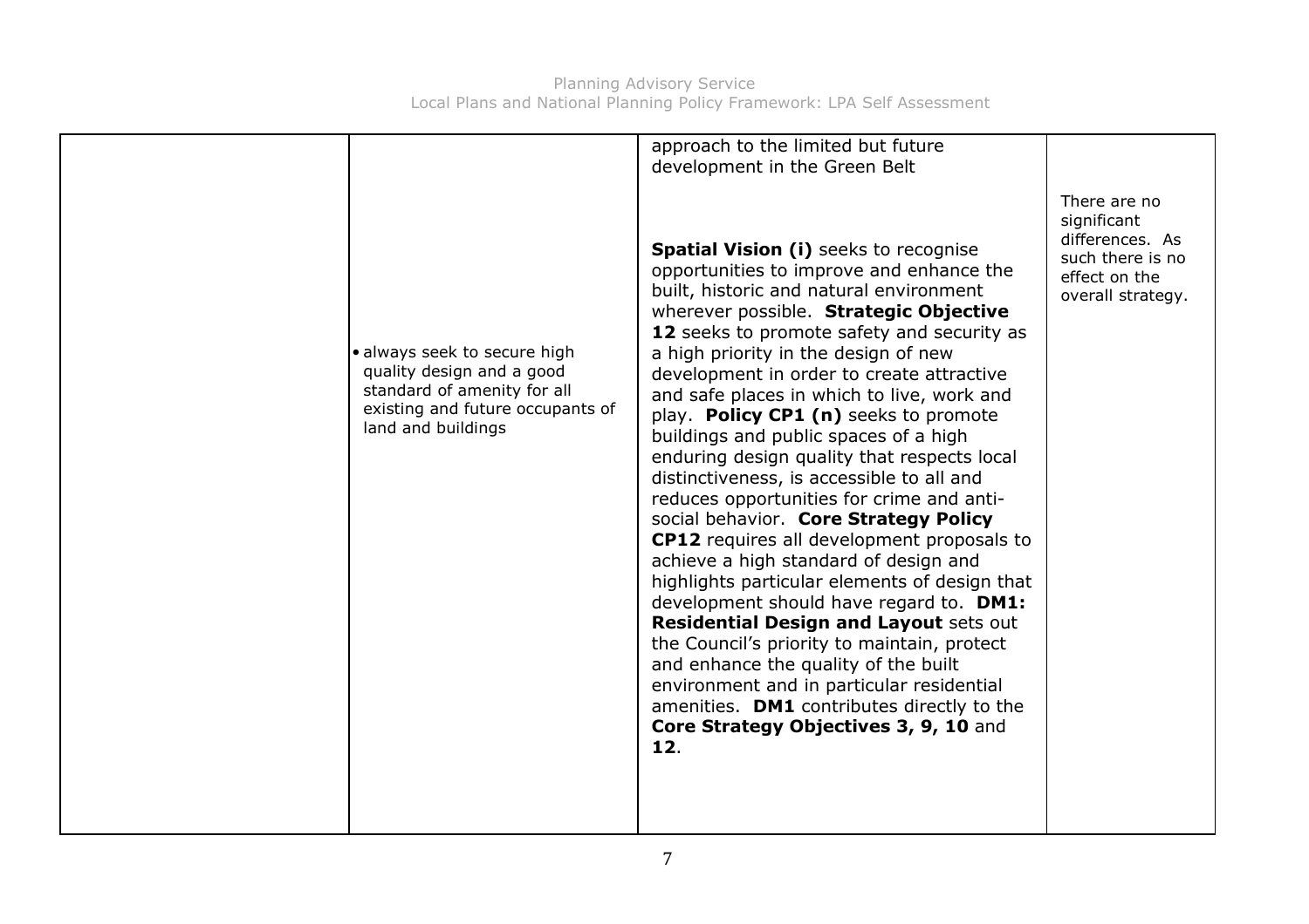| | | | |
|---|---|---|---|
| | | approach to the limited but future development in the Green Belt | |
| | • always seek to secure high quality design and a good standard of amenity for all existing and future occupants of land and buildings | **Spatial Vision (i)** seeks to recognise opportunities to improve and enhance the built, historic and natural environment wherever possible. **Strategic Objective 12** seeks to promote safety and security as a high priority in the design of new development in order to create attractive and safe places in which to live, work and play. **Policy CP1 (n)** seeks to promote buildings and public spaces of a high enduring design quality that respects local distinctiveness, is accessible to all and reduces opportunities for crime and anti-social behavior. **Core Strategy Policy CP12** requires all development proposals to achieve a high standard of design and highlights particular elements of design that development should have regard to. **DM1: Residential Design and Layout** sets out the Council's priority to maintain, protect and enhance the quality of the built environment and in particular residential amenities. **DM1** contributes directly to the **Core Strategy Objectives 3, 9, 10** and **12**. | There are no significant differences. As such there is no effect on the overall strategy. |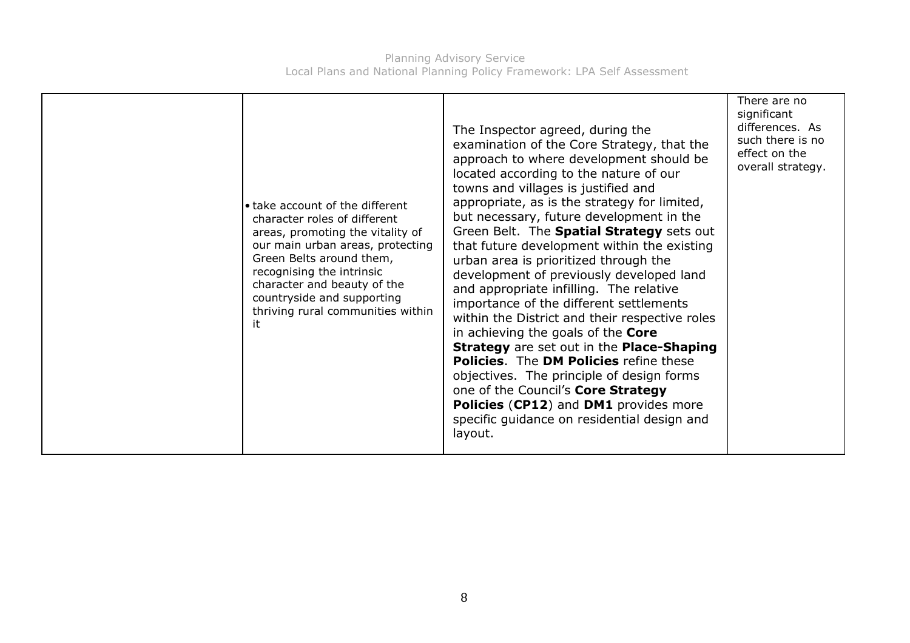| | | | |
|---|---|---|---|
| | • take account of the different character roles of different areas, promoting the vitality of our main urban areas, protecting Green Belts around them, recognising the intrinsic character and beauty of the countryside and supporting thriving rural communities within it | The Inspector agreed, during the examination of the Core Strategy, that the approach to where development should be located according to the nature of our towns and villages is justified and appropriate, as is the strategy for limited, but necessary, future development in the Green Belt. The **Spatial Strategy** sets out that future development within the existing urban area is prioritized through the development of previously developed land and appropriate infilling. The relative importance of the different settlements within the District and their respective roles in achieving the goals of the **Core Strategy** are set out in the **Place-Shaping Policies**. The **DM Policies** refine these objectives. The principle of design forms one of the Council's **Core Strategy Policies** (**CP12**) and **DM1** provides more specific guidance on residential design and layout. | There are no significant differences. As such there is no effect on the overall strategy. |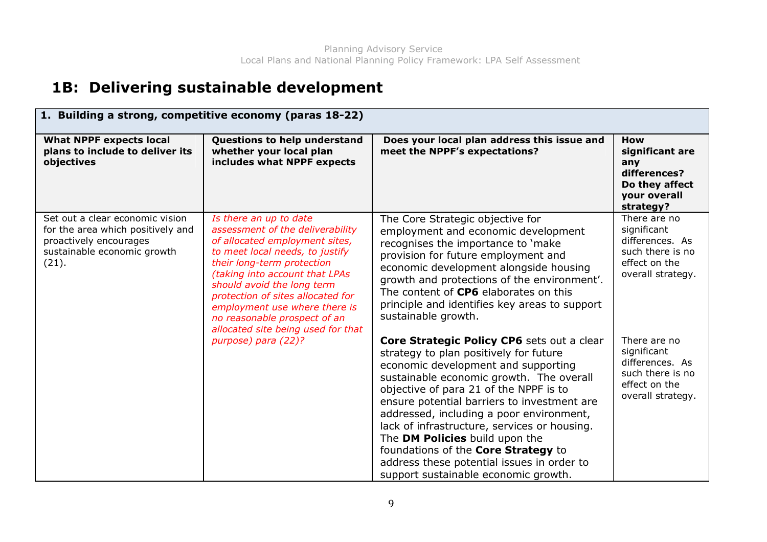## 1B: Delivering sustainable development

| 1. Building a strong, competitive economy (paras 18-22) | | | |
|---|---|---|---|
| **What NPPF expects local plans to include to deliver its objectives** | **Questions to help understand whether your local plan includes what NPPF expects** | **Does your local plan address this issue and meet the NPPF's expectations?** | **How significant are any differences? Do they affect your overall strategy?** |
| Set out a clear economic vision for the area which positively and proactively encourages sustainable economic growth (21). | *Is there an up to date assessment of the deliverability of allocated employment sites, to meet local needs, to justify their long-term protection (taking into account that LPAs should avoid the long term protection of sites allocated for employment use where there is no reasonable prospect of an allocated site being used for that purpose) para (22)?* | The Core Strategic objective for employment and economic development recognises the importance to 'make provision for future employment and economic development alongside housing growth and protections of the environment'. The content of **CP6** elaborates on this principle and identifies key areas to support sustainable growth.<br><br>**Core Strategic Policy CP6** sets out a clear strategy to plan positively for future economic development and supporting sustainable economic growth. The overall objective of para 21 of the NPPF is to ensure potential barriers to investment are addressed, including a poor environment, lack of infrastructure, services or housing. The **DM Policies** build upon the foundations of the **Core Strategy** to address these potential issues in order to support sustainable economic growth. | There are no significant differences. As such there is no effect on the overall strategy.<br><br>There are no significant differences. As such there is no effect on the overall strategy. |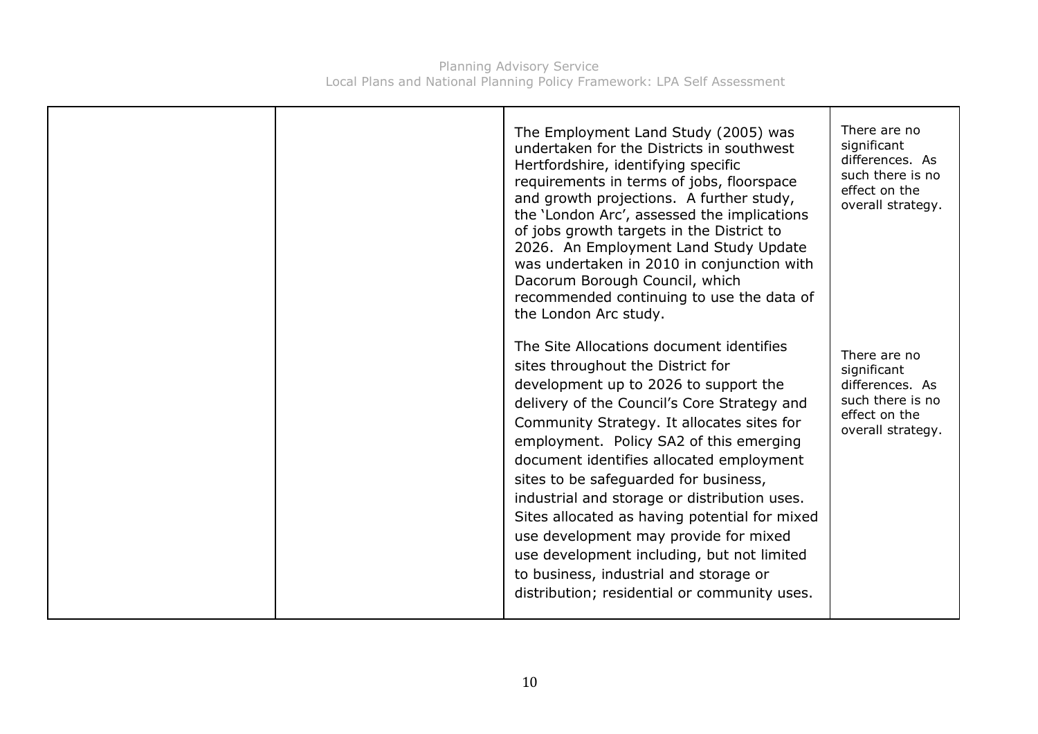|  |  |  |  |
|---|---|---|---|
|  |  | The Employment Land Study (2005) was undertaken for the Districts in southwest Hertfordshire, identifying specific requirements in terms of jobs, floorspace and growth projections. A further study, the 'London Arc', assessed the implications of jobs growth targets in the District to 2026. An Employment Land Study Update was undertaken in 2010 in conjunction with Dacorum Borough Council, which recommended continuing to use the data of the London Arc study.<br><br>The Site Allocations document identifies sites throughout the District for development up to 2026 to support the delivery of the Council's Core Strategy and Community Strategy. It allocates sites for employment. Policy SA2 of this emerging document identifies allocated employment sites to be safeguarded for business, industrial and storage or distribution uses. Sites allocated as having potential for mixed use development may provide for mixed use development including, but not limited to business, industrial and storage or distribution; residential or community uses. | There are no significant differences. As such there is no effect on the overall strategy.<br><br>There are no significant differences. As such there is no effect on the overall strategy. |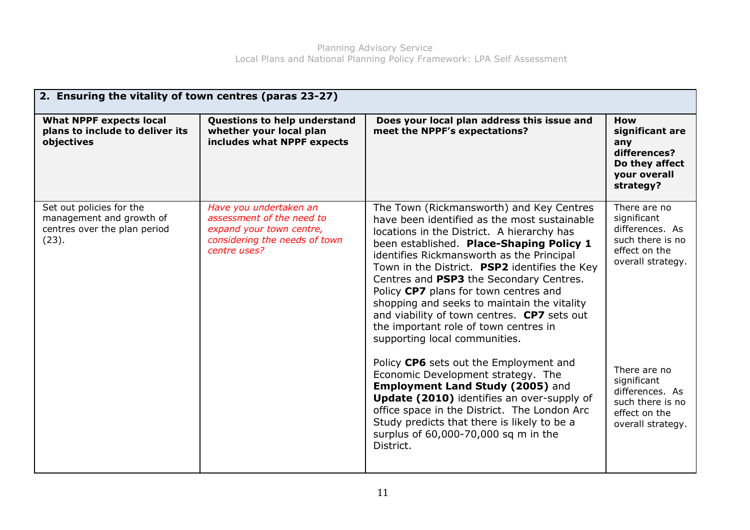| 2. Ensuring the vitality of town centres (paras 23-27) | | | |
|---|---|---|---|
| **What NPPF expects local plans to include to deliver its objectives** | **Questions to help understand whether your local plan includes what NPPF expects** | **Does your local plan address this issue and meet the NPPF's expectations?** | **How significant are any differences? Do they affect your overall strategy?** |
| Set out policies for the management and growth of centres over the plan period (23). | *Have you undertaken an assessment of the need to expand your town centre, considering the needs of town centre uses?* | The Town (Rickmansworth) and Key Centres have been identified as the most sustainable locations in the District. A hierarchy has been established. **Place-Shaping Policy 1** identifies Rickmansworth as the Principal Town in the District. **PSP2** identifies the Key Centres and **PSP3** the Secondary Centres. Policy **CP7** plans for town centres and shopping and seeks to maintain the vitality and viability of town centres. **CP7** sets out the important role of town centres in supporting local communities. | There are no significant differences. As such there is no effect on the overall strategy. |
| | | Policy **CP6** sets out the Employment and Economic Development strategy. The **Employment Land Study (2005)** and **Update (2010)** identifies an over-supply of office space in the District. The London Arc Study predicts that there is likely to be a surplus of 60,000-70,000 sq m in the District. | There are no significant differences. As such there is no effect on the overall strategy. |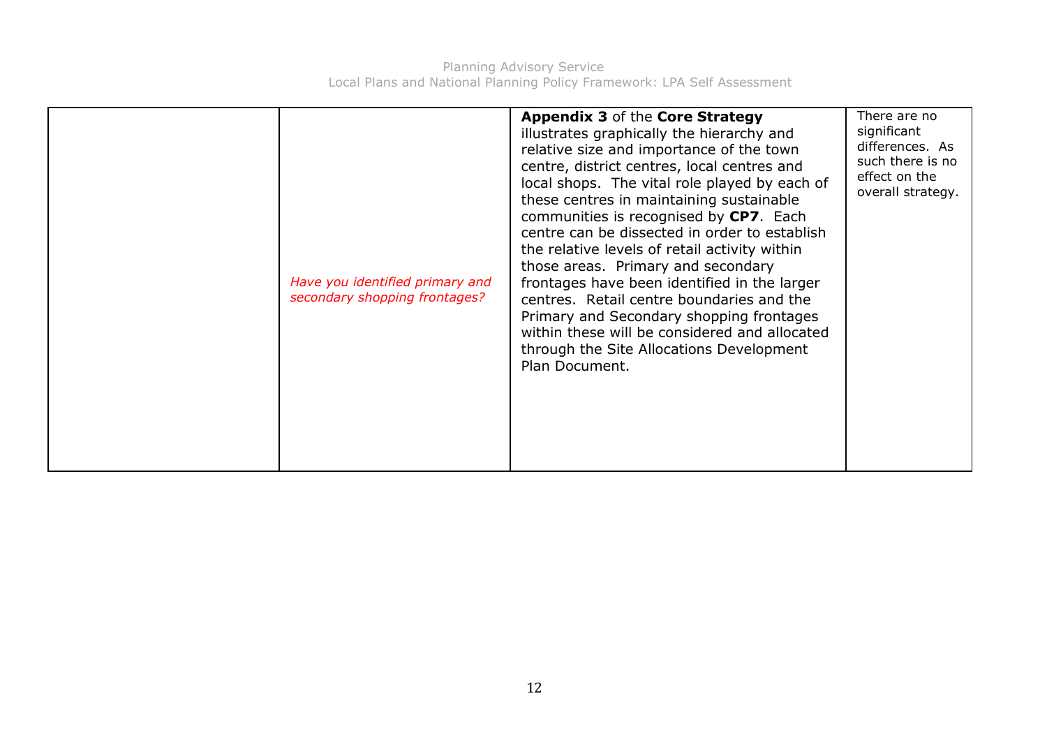|  |  |  |  |
|---|---|---|---|
|  | *Have you identified primary and secondary shopping frontages?* | **Appendix 3** of the **Core Strategy** illustrates graphically the hierarchy and relative size and importance of the town centre, district centres, local centres and local shops. The vital role played by each of these centres in maintaining sustainable communities is recognised by **CP7**. Each centre can be dissected in order to establish the relative levels of retail activity within those areas. Primary and secondary frontages have been identified in the larger centres. Retail centre boundaries and the Primary and Secondary shopping frontages within these will be considered and allocated through the Site Allocations Development Plan Document. | There are no significant differences. As such there is no effect on the overall strategy. |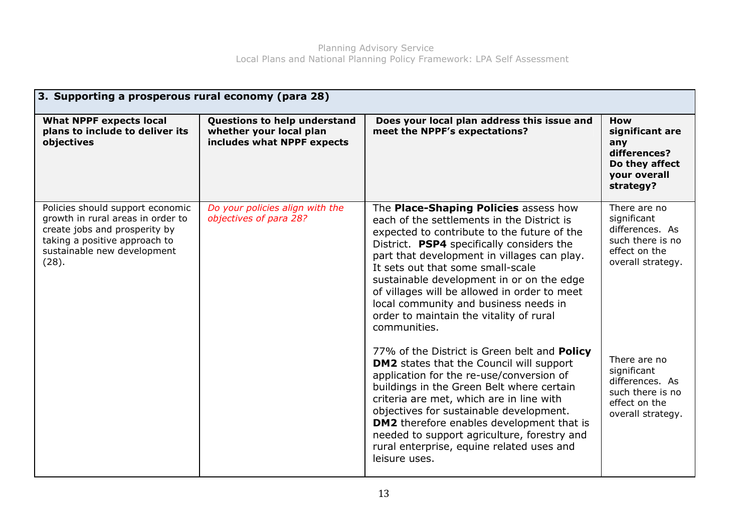| 3. Supporting a prosperous rural economy (para 28) | | | |
|---|---|---|---|
| **What NPPF expects local plans to include to deliver its objectives** | **Questions to help understand whether your local plan includes what NPPF expects** | **Does your local plan address this issue and meet the NPPF's expectations?** | **How significant are any differences? Do they affect your overall strategy?** |
| Policies should support economic growth in rural areas in order to create jobs and prosperity by taking a positive approach to sustainable new development (28). | *Do your policies align with the objectives of para 28?* | The **Place-Shaping Policies** assess how each of the settlements in the District is expected to contribute to the future of the District. **PSP4** specifically considers the part that development in villages can play. It sets out that some small-scale sustainable development in or on the edge of villages will be allowed in order to meet local community and business needs in order to maintain the vitality of rural communities. | There are no significant differences. As such there is no effect on the overall strategy. |
| | | 77% of the District is Green belt and **Policy DM2** states that the Council will support application for the re-use/conversion of buildings in the Green Belt where certain criteria are met, which are in line with objectives for sustainable development. **DM2** therefore enables development that is needed to support agriculture, forestry and rural enterprise, equine related uses and leisure uses. | There are no significant differences. As such there is no effect on the overall strategy. |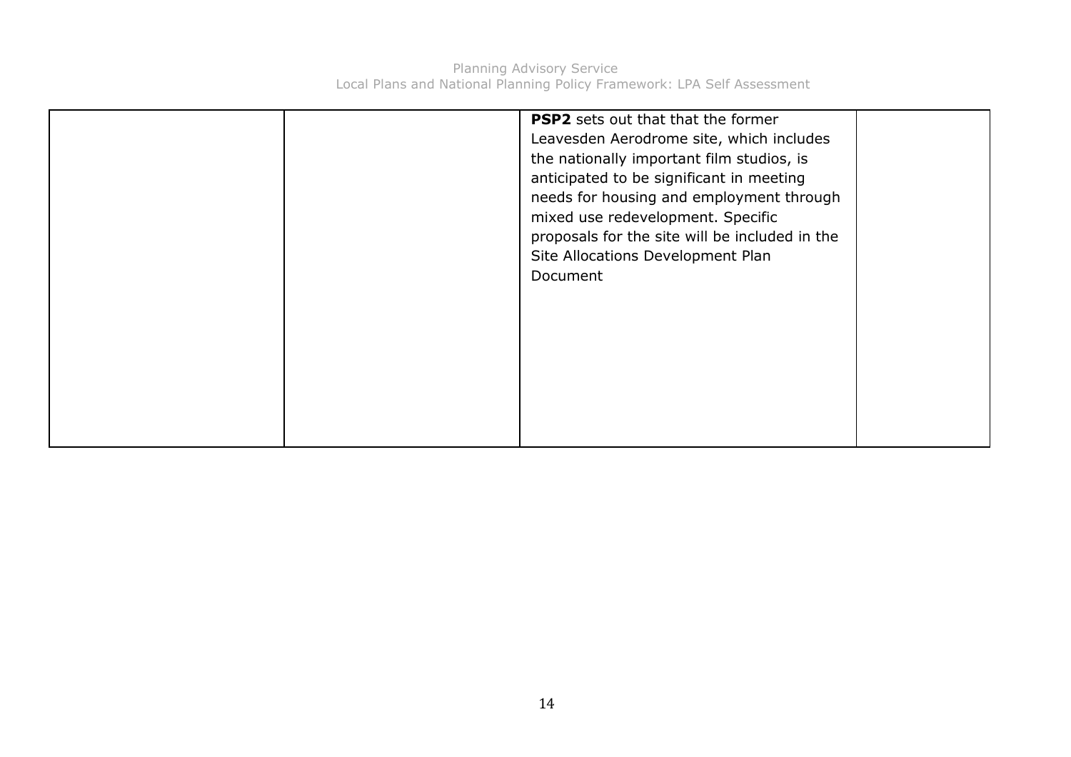| | | | |
|---|---|---|---|
| | | **PSP2** sets out that that the former Leavesden Aerodrome site, which includes the nationally important film studios, is anticipated to be significant in meeting needs for housing and employment through mixed use redevelopment. Specific proposals for the site will be included in the Site Allocations Development Plan Document | |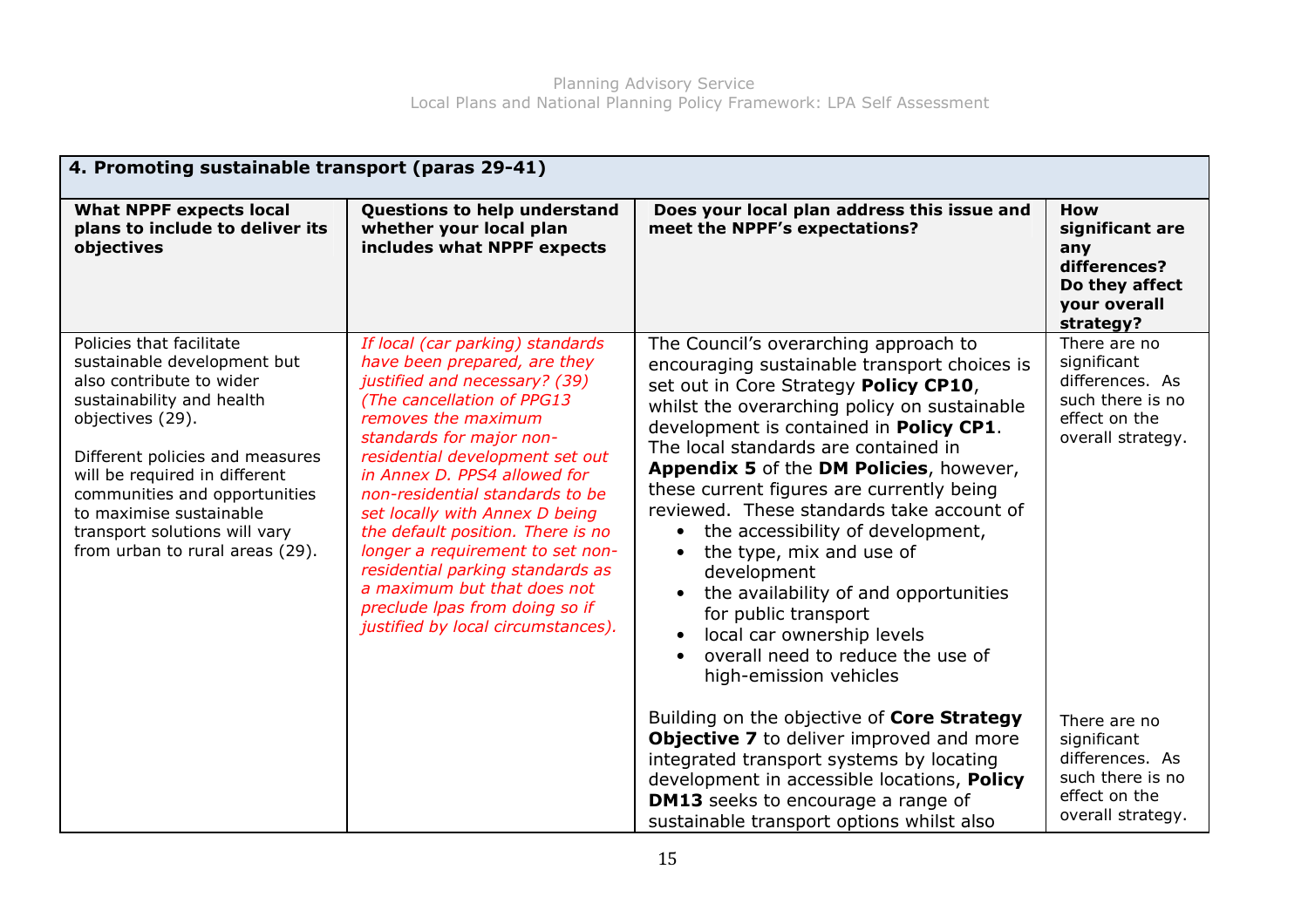| 4. Promoting sustainable transport (paras 29-41) | | | |
|---|---|---|---|
| **What NPPF expects local plans to include to deliver its objectives** | **Questions to help understand whether your local plan includes what NPPF expects** | **Does your local plan address this issue and meet the NPPF's expectations?** | **How significant are any differences? Do they affect your overall strategy?** |
| Policies that facilitate sustainable development but also contribute to wider sustainability and health objectives (29).<br><br>Different policies and measures will be required in different communities and opportunities to maximise sustainable transport solutions will vary from urban to rural areas (29). | *If local (car parking) standards have been prepared, are they justified and necessary? (39) (The cancellation of PPG13 removes the maximum standards for major non-residential development set out in Annex D. PPS4 allowed for non-residential standards to be set locally with Annex D being the default position. There is no longer a requirement to set non-residential parking standards as a maximum but that does not preclude lpas from doing so if justified by local circumstances).* | The Council's overarching approach to encouraging sustainable transport choices is set out in Core Strategy **Policy CP10**, whilst the overarching policy on sustainable development is contained in **Policy CP1**. The local standards are contained in **Appendix 5** of the **DM Policies**, however, these current figures are currently being reviewed. These standards take account of<br>• the accessibility of development,<br>• the type, mix and use of development<br>• the availability of and opportunities for public transport<br>• local car ownership levels<br>• overall need to reduce the use of high-emission vehicles | There are no significant differences. As such there is no effect on the overall strategy. |
| | | Building on the objective of **Core Strategy Objective 7** to deliver improved and more integrated transport systems by locating development in accessible locations, **Policy DM13** seeks to encourage a range of sustainable transport options whilst also | There are no significant differences. As such there is no effect on the overall strategy. |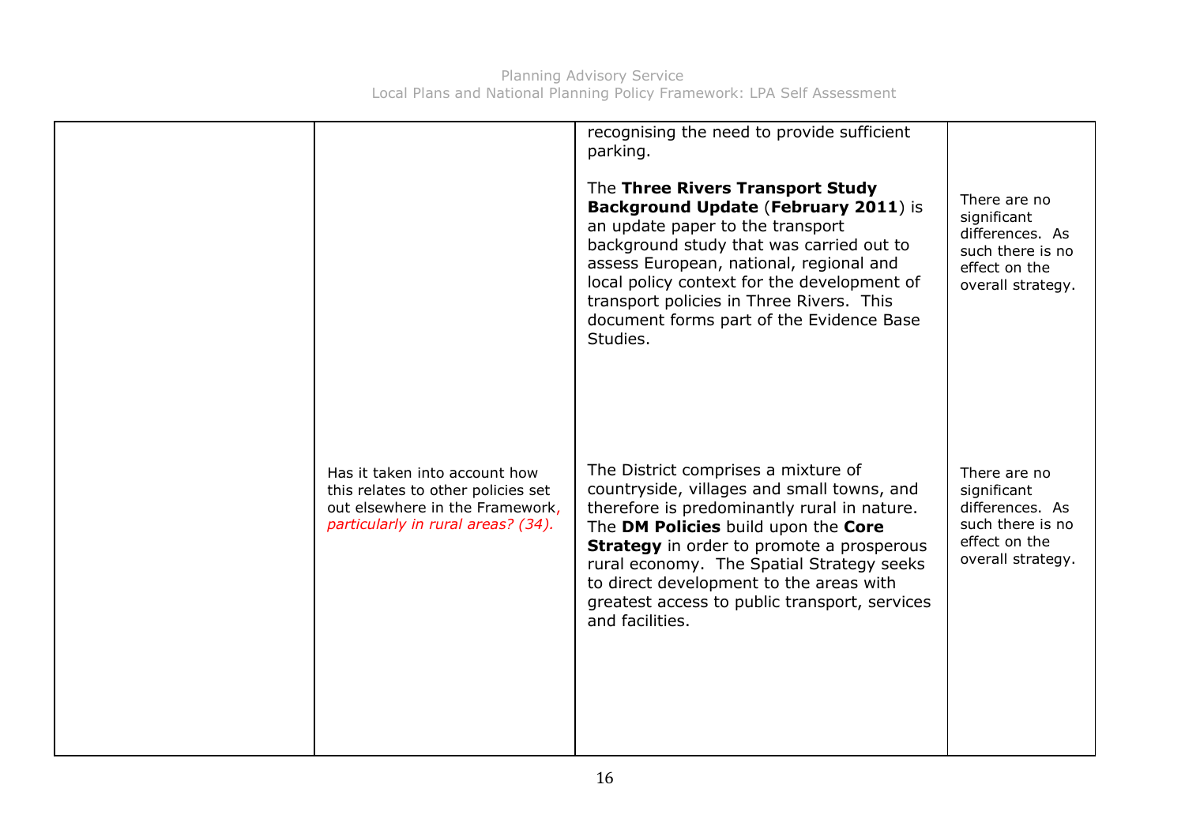|  |  |  |  |
|---|---|---|---|
|  |  | recognising the need to provide sufficient parking.<br><br>The **Three Rivers Transport Study Background Update** (**February 2011**) is an update paper to the transport background study that was carried out to assess European, national, regional and local policy context for the development of transport policies in Three Rivers. This document forms part of the Evidence Base Studies. | There are no significant differences. As such there is no effect on the overall strategy. |
|  | Has it taken into account how this relates to other policies set out elsewhere in the Framework, *particularly in rural areas? (34).* | The District comprises a mixture of countryside, villages and small towns, and therefore is predominantly rural in nature. The **DM Policies** build upon the **Core Strategy** in order to promote a prosperous rural economy. The Spatial Strategy seeks to direct development to the areas with greatest access to public transport, services and facilities. | There are no significant differences. As such there is no effect on the overall strategy. |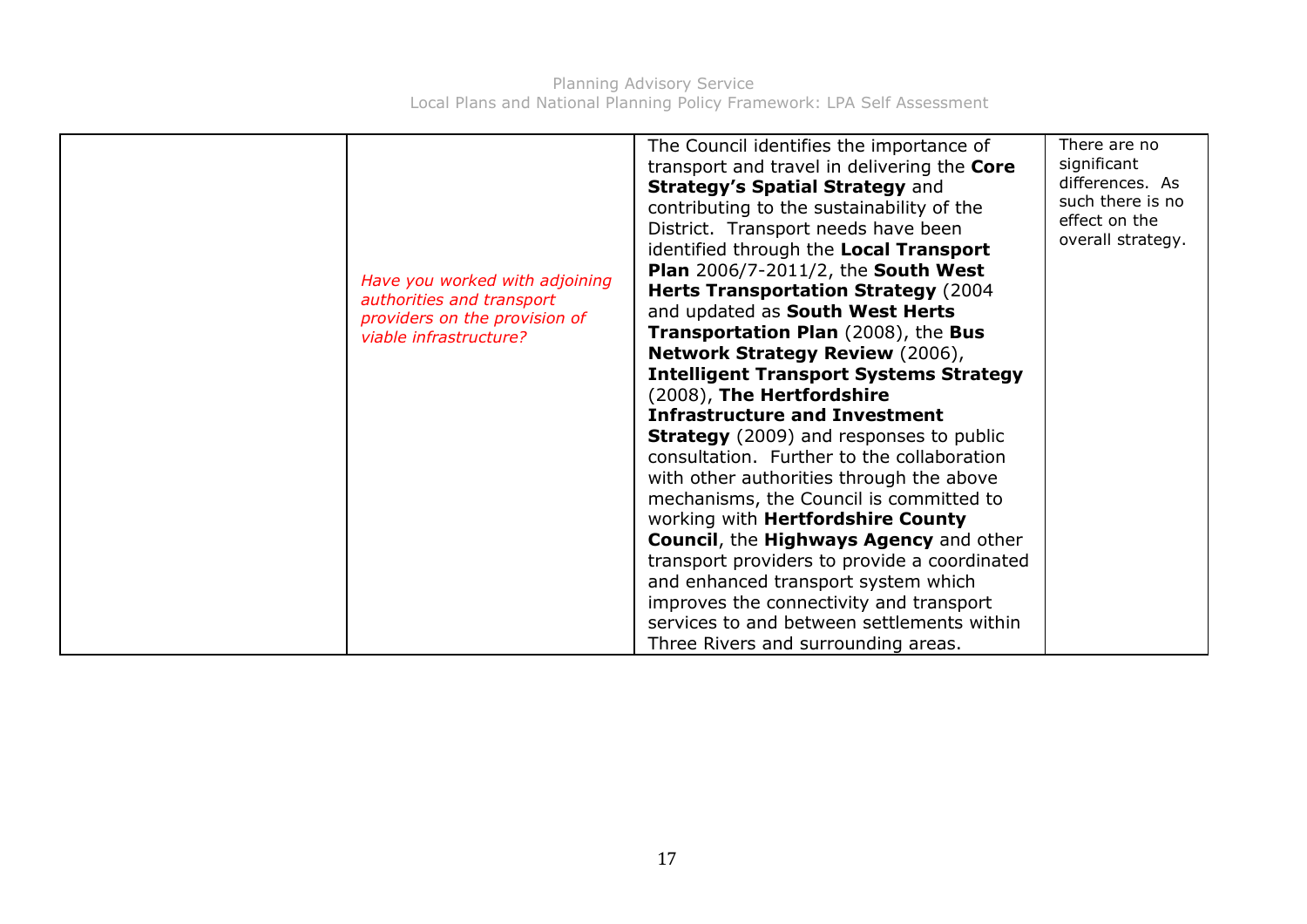| | | | |
|---|---|---|---|
| | *Have you worked with adjoining authorities and transport providers on the provision of viable infrastructure?* | The Council identifies the importance of transport and travel in delivering the **Core Strategy's Spatial Strategy** and contributing to the sustainability of the District. Transport needs have been identified through the **Local Transport Plan** 2006/7-2011/2, the **South West Herts Transportation Strategy** (2004 and updated as **South West Herts Transportation Plan** (2008), the **Bus Network Strategy Review** (2006), **Intelligent Transport Systems Strategy** (2008), **The Hertfordshire Infrastructure and Investment Strategy** (2009) and responses to public consultation. Further to the collaboration with other authorities through the above mechanisms, the Council is committed to working with **Hertfordshire County Council**, the **Highways Agency** and other transport providers to provide a coordinated and enhanced transport system which improves the connectivity and transport services to and between settlements within Three Rivers and surrounding areas. | There are no significant differences. As such there is no effect on the overall strategy. |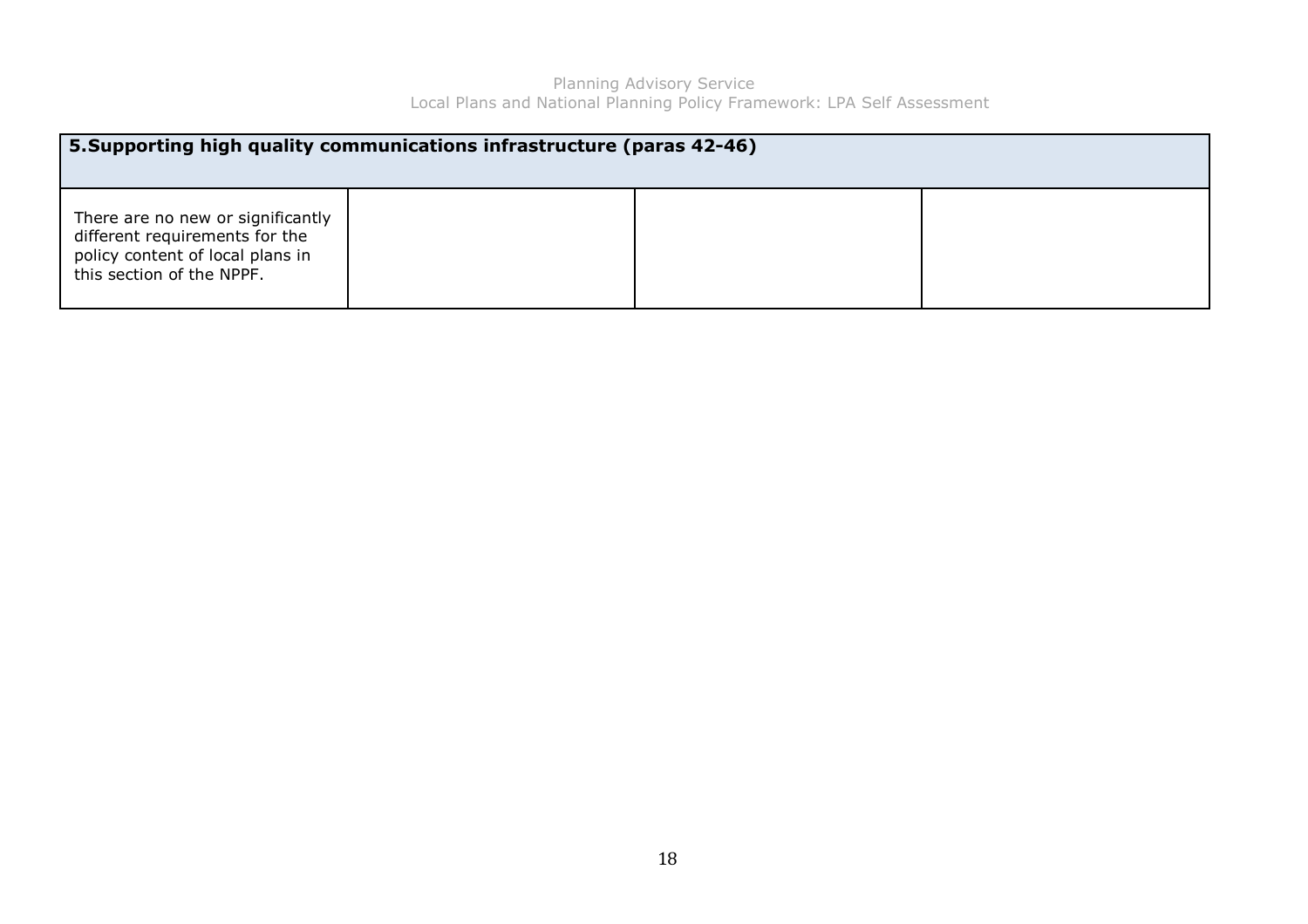| 5.Supporting high quality communications infrastructure (paras 42-46) | | | |
|---|---|---|---|
| There are no new or significantly different requirements for the policy content of local plans in this section of the NPPF. | | | |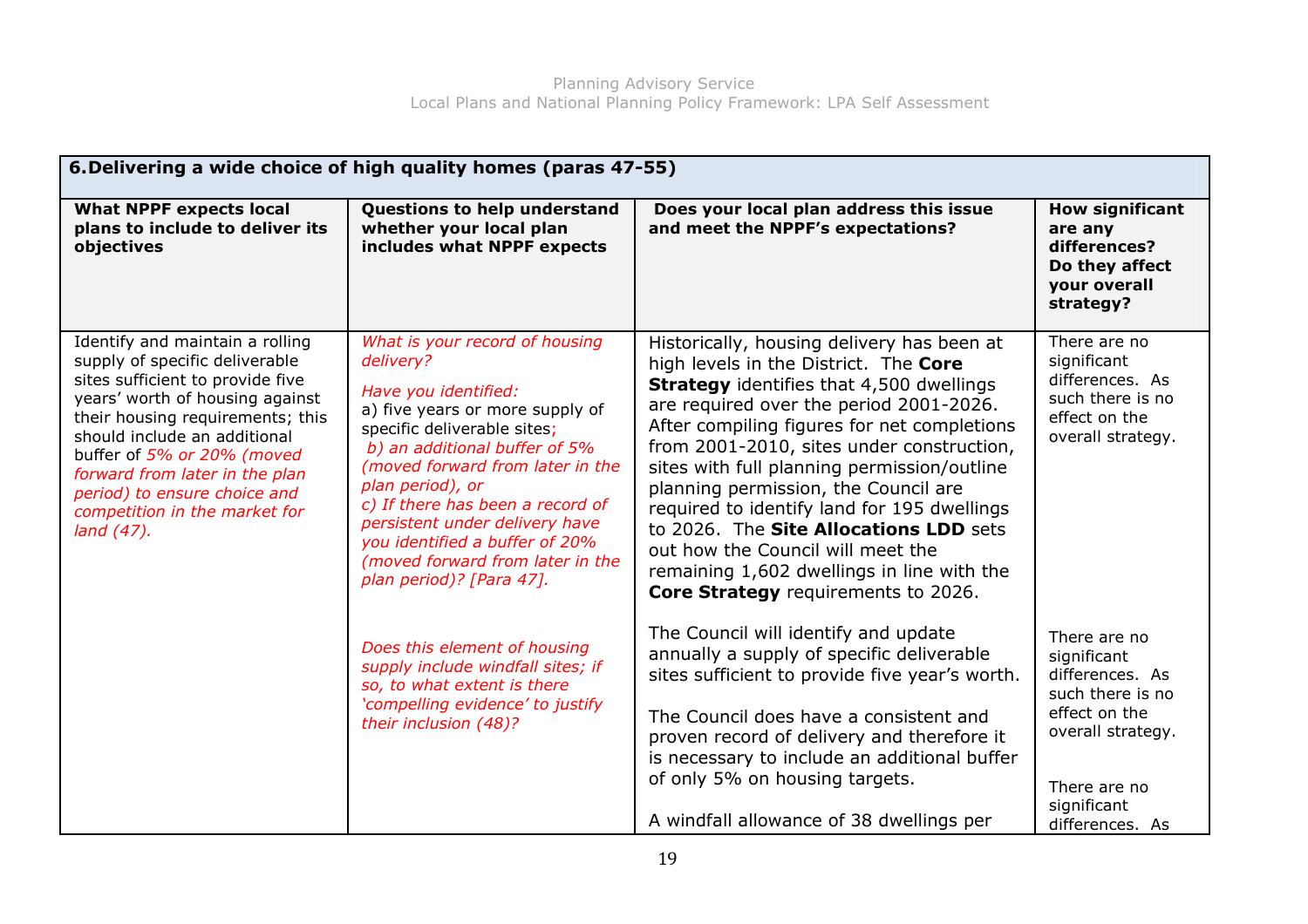| **6. Delivering a wide choice of high quality homes (paras 47-55)** | | | |
|---|---|---|---|
| **What NPPF expects local plans to include to deliver its objectives** | **Questions to help understand whether your local plan includes what NPPF expects** | **Does your local plan address this issue and meet the NPPF's expectations?** | **How significant are any differences? Do they affect your overall strategy?** |
| Identify and maintain a rolling supply of specific deliverable sites sufficient to provide five years' worth of housing against their housing requirements; this should include an additional buffer of *5% or 20% (moved forward from later in the plan period) to ensure choice and competition in the market for land (47).* | *What is your record of housing delivery?*<br><br>*Have you identified:*<br>a) five years or more supply of specific deliverable sites;<br>*b) an additional buffer of 5% (moved forward from later in the plan period), or*<br>*c) If there has been a record of persistent under delivery have you identified a buffer of 20% (moved forward from later in the plan period)? [Para 47].* | Historically, housing delivery has been at high levels in the District. The **Core Strategy** identifies that 4,500 dwellings are required over the period 2001-2026. After compiling figures for net completions from 2001-2010, sites under construction, sites with full planning permission/outline planning permission, the Council are required to identify land for 195 dwellings to 2026. The **Site Allocations LDD** sets out how the Council will meet the remaining 1,602 dwellings in line with the **Core Strategy** requirements to 2026. | There are no significant differences. As such there is no effect on the overall strategy. |
| | *Does this element of housing supply include windfall sites; if so, to what extent is there 'compelling evidence' to justify their inclusion (48)?* | The Council will identify and update annually a supply of specific deliverable sites sufficient to provide five year's worth.<br><br>The Council does have a consistent and proven record of delivery and therefore it is necessary to include an additional buffer of only 5% on housing targets. | There are no significant differences. As such there is no effect on the overall strategy. |
| | | A windfall allowance of 38 dwellings per | There are no significant differences. As |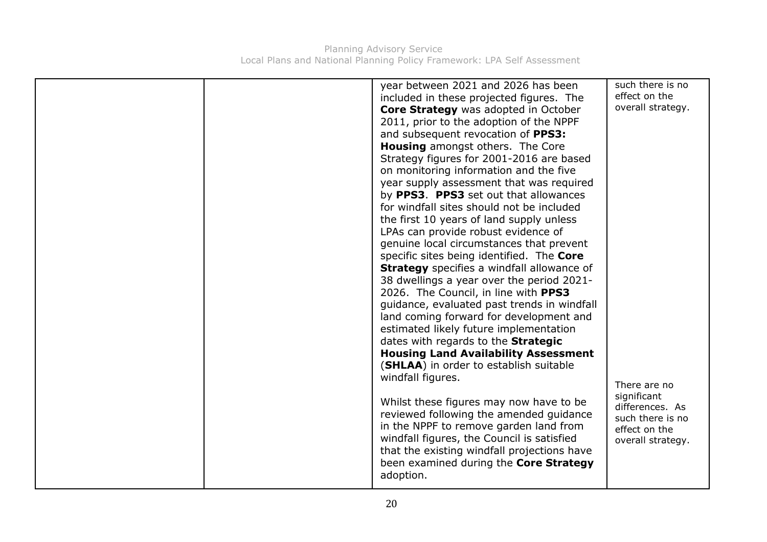| | | | |
|---|---|---|---|
| | | year between 2021 and 2026 has been included in these projected figures. The **Core Strategy** was adopted in October 2011, prior to the adoption of the NPPF and subsequent revocation of **PPS3: Housing** amongst others. The Core Strategy figures for 2001-2016 are based on monitoring information and the five year supply assessment that was required by **PPS3**. **PPS3** set out that allowances for windfall sites should not be included the first 10 years of land supply unless LPAs can provide robust evidence of genuine local circumstances that prevent specific sites being identified. The **Core Strategy** specifies a windfall allowance of 38 dwellings a year over the period 2021-2026. The Council, in line with **PPS3** guidance, evaluated past trends in windfall land coming forward for development and estimated likely future implementation dates with regards to the **Strategic Housing Land Availability Assessment** (**SHLAA**) in order to establish suitable windfall figures.<br><br>Whilst these figures may now have to be reviewed following the amended guidance in the NPPF to remove garden land from windfall figures, the Council is satisfied that the existing windfall projections have been examined during the **Core Strategy** adoption. | such there is no effect on the overall strategy.<br><br>There are no significant differences. As such there is no effect on the overall strategy. |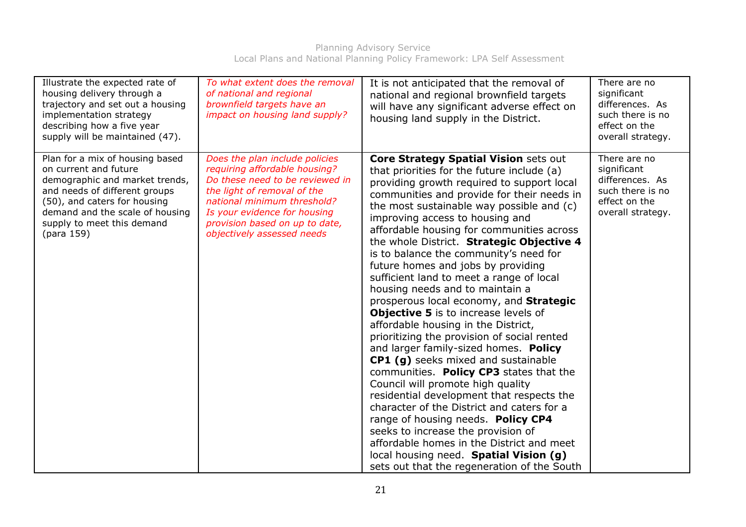| | | | |
|---|---|---|---|
| Illustrate the expected rate of housing delivery through a trajectory and set out a housing implementation strategy describing how a five year supply will be maintained (47). | *To what extent does the removal of national and regional brownfield targets have an impact on housing land supply?* | It is not anticipated that the removal of national and regional brownfield targets will have any significant adverse effect on housing land supply in the District. | There are no significant differences. As such there is no effect on the overall strategy. |
| Plan for a mix of housing based on current and future demographic and market trends, and needs of different groups (50), and caters for housing demand and the scale of housing supply to meet this demand (para 159) | *Does the plan include policies requiring affordable housing? Do these need to be reviewed in the light of removal of the national minimum threshold? Is your evidence for housing provision based on up to date, objectively assessed needs* | **Core Strategy Spatial Vision** sets out that priorities for the future include (a) providing growth required to support local communities and provide for their needs in the most sustainable way possible and (c) improving access to housing and affordable housing for communities across the whole District. **Strategic Objective 4** is to balance the community's need for future homes and jobs by providing sufficient land to meet a range of local housing needs and to maintain a prosperous local economy, and **Strategic Objective 5** is to increase levels of affordable housing in the District, prioritizing the provision of social rented and larger family-sized homes. **Policy CP1 (g)** seeks mixed and sustainable communities. **Policy CP3** states that the Council will promote high quality residential development that respects the character of the District and caters for a range of housing needs. **Policy CP4** seeks to increase the provision of affordable homes in the District and meet local housing need. **Spatial Vision (g)** sets out that the regeneration of the South | There are no significant differences. As such there is no effect on the overall strategy. |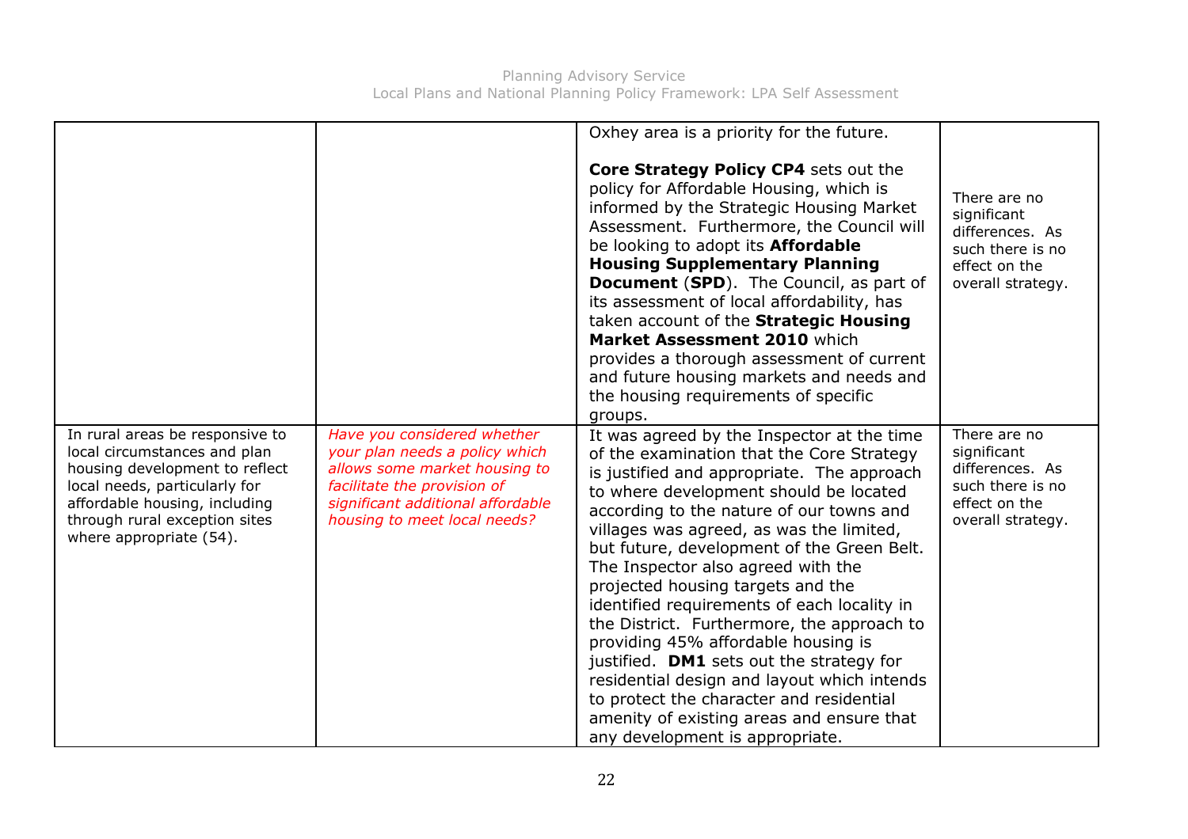| | | | |
|---|---|---|---|
| | | Oxhey area is a priority for the future.<br><br>**Core Strategy Policy CP4** sets out the policy for Affordable Housing, which is informed by the Strategic Housing Market Assessment. Furthermore, the Council will be looking to adopt its **Affordable Housing Supplementary Planning Document** (**SPD**). The Council, as part of its assessment of local affordability, has taken account of the **Strategic Housing Market Assessment 2010** which provides a thorough assessment of current and future housing markets and needs and the housing requirements of specific groups. | There are no significant differences. As such there is no effect on the overall strategy. |
| In rural areas be responsive to local circumstances and plan housing development to reflect local needs, particularly for affordable housing, including through rural exception sites where appropriate (54). | *Have you considered whether your plan needs a policy which allows some market housing to facilitate the provision of significant additional affordable housing to meet local needs?* | It was agreed by the Inspector at the time of the examination that the Core Strategy is justified and appropriate. The approach to where development should be located according to the nature of our towns and villages was agreed, as was the limited, but future, development of the Green Belt. The Inspector also agreed with the projected housing targets and the identified requirements of each locality in the District. Furthermore, the approach to providing 45% affordable housing is justified. **DM1** sets out the strategy for residential design and layout which intends to protect the character and residential amenity of existing areas and ensure that any development is appropriate. | There are no significant differences. As such there is no effect on the overall strategy. |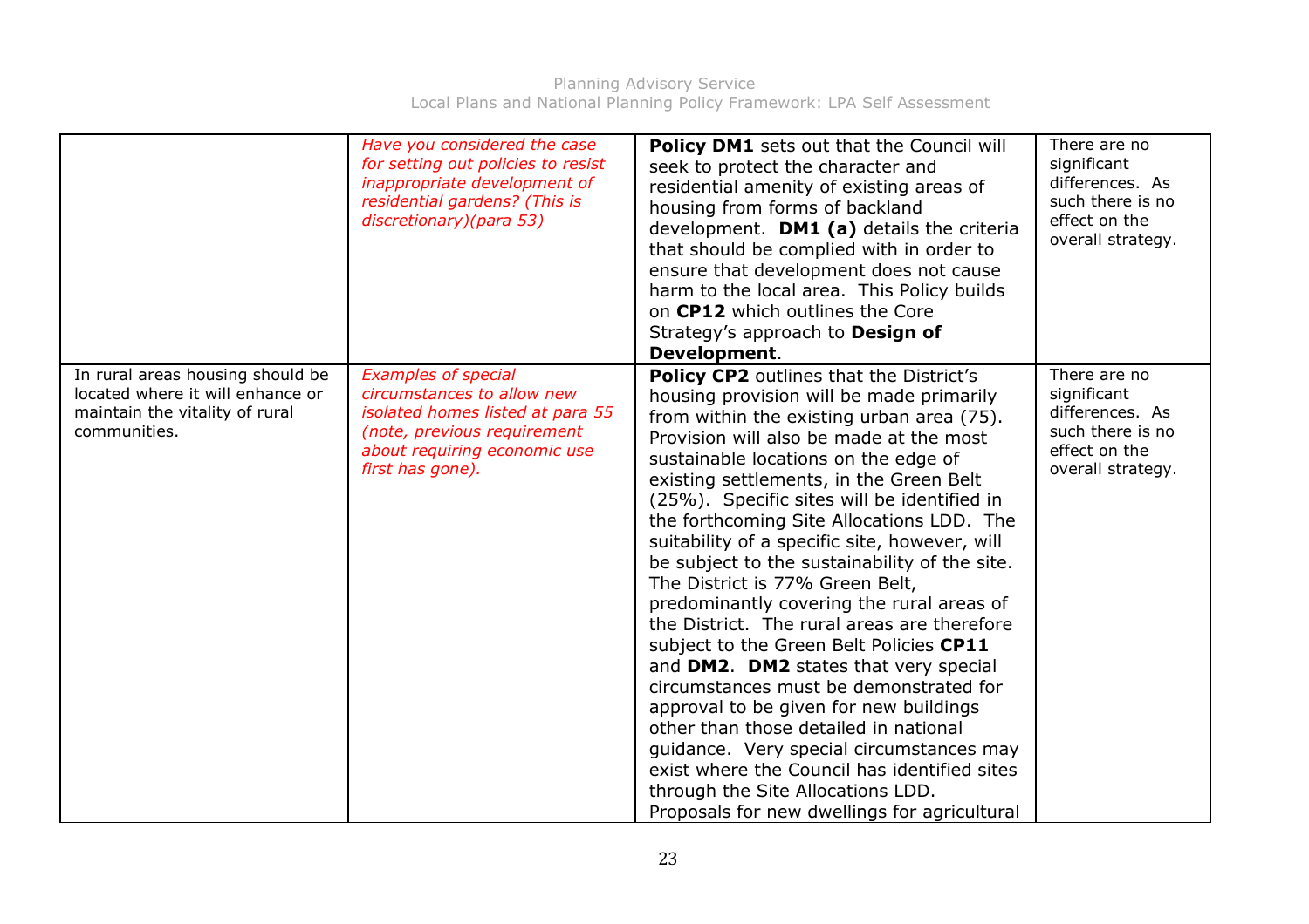| | | | |
|---|---|---|---|
| | *Have you considered the case for setting out policies to resist inappropriate development of residential gardens? (This is discretionary)(para 53)* | **Policy DM1** sets out that the Council will seek to protect the character and residential amenity of existing areas of housing from forms of backland development. **DM1 (a)** details the criteria that should be complied with in order to ensure that development does not cause harm to the local area. This Policy builds on **CP12** which outlines the Core Strategy's approach to **Design of Development**. | There are no significant differences. As such there is no effect on the overall strategy. |
| In rural areas housing should be located where it will enhance or maintain the vitality of rural communities. | *Examples of special circumstances to allow new isolated homes listed at para 55 (note, previous requirement about requiring economic use first has gone).* | **Policy CP2** outlines that the District's housing provision will be made primarily from within the existing urban area (75). Provision will also be made at the most sustainable locations on the edge of existing settlements, in the Green Belt (25%). Specific sites will be identified in the forthcoming Site Allocations LDD. The suitability of a specific site, however, will be subject to the sustainability of the site. The District is 77% Green Belt, predominantly covering the rural areas of the District. The rural areas are therefore subject to the Green Belt Policies **CP11** and **DM2**. **DM2** states that very special circumstances must be demonstrated for approval to be given for new buildings other than those detailed in national guidance. Very special circumstances may exist where the Council has identified sites through the Site Allocations LDD. Proposals for new dwellings for agricultural | There are no significant differences. As such there is no effect on the overall strategy. |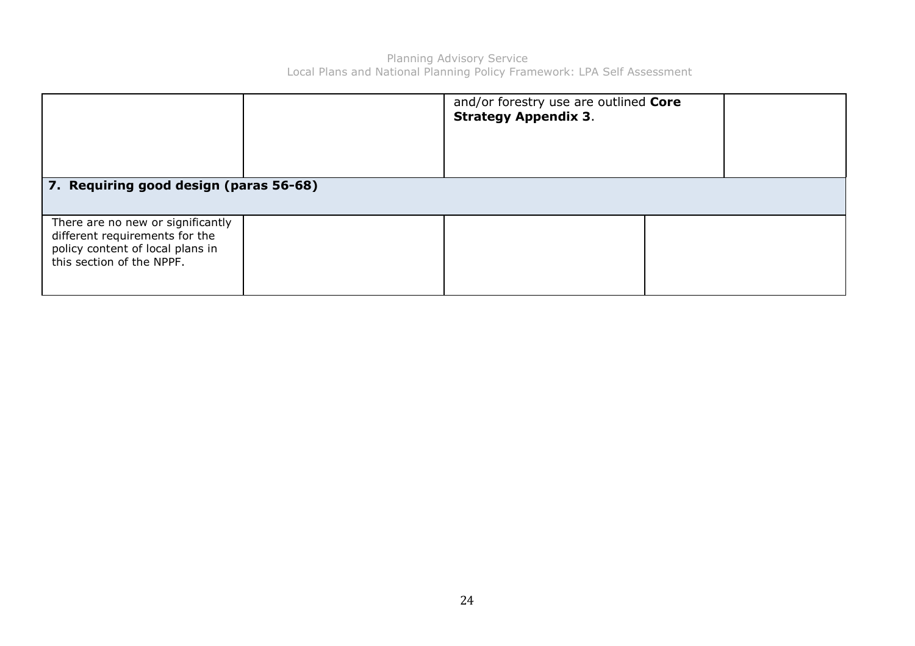|  |  | and/or forestry use are outlined **Core Strategy Appendix 3**. |  |
|---|---|---|---|
| **7. Requiring good design (paras 56-68)** | | | |
| There are no new or significantly different requirements for the policy content of local plans in this section of the NPPF. |  |  |  |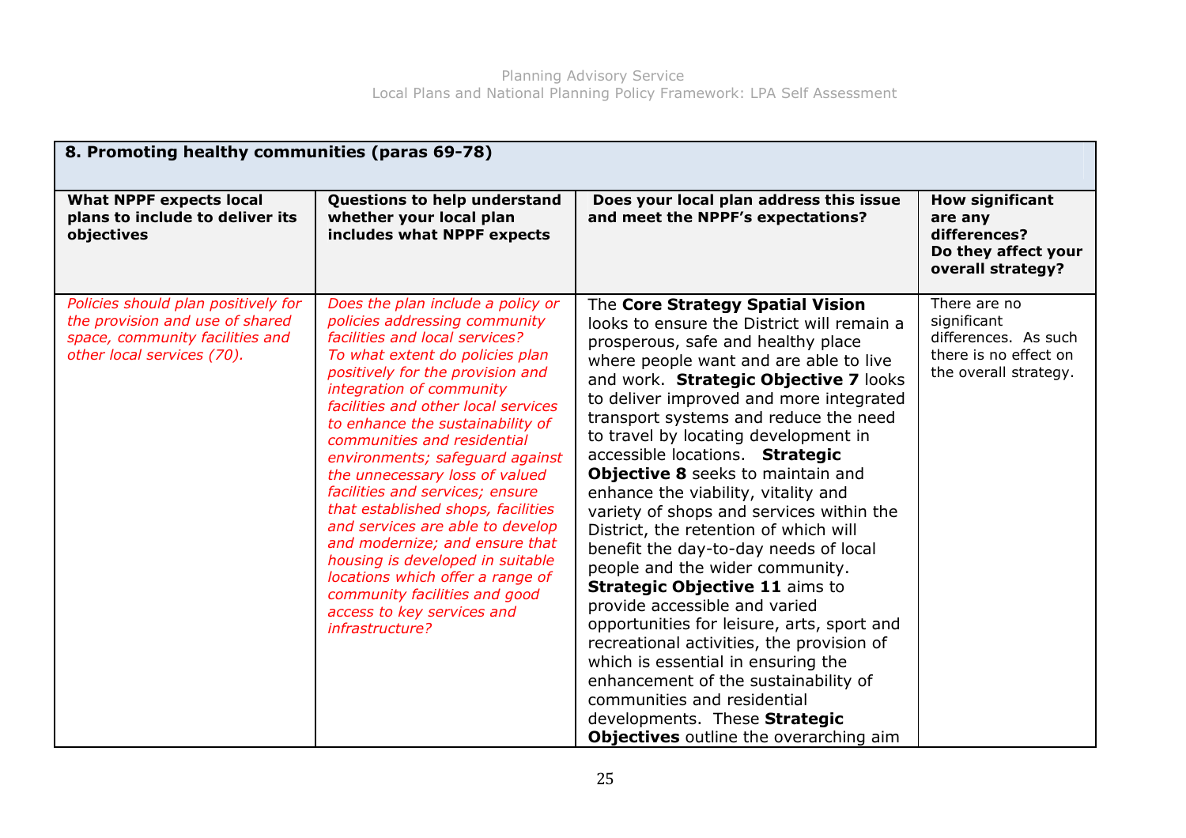| 8. Promoting healthy communities (paras 69-78) | | | |
|---|---|---|---|
| **What NPPF expects local plans to include to deliver its objectives** | **Questions to help understand whether your local plan includes what NPPF expects** | **Does your local plan address this issue and meet the NPPF's expectations?** | **How significant are any differences? Do they affect your overall strategy?** |
| *Policies should plan positively for the provision and use of shared space, community facilities and other local services (70).* | *Does the plan include a policy or policies addressing community facilities and local services? To what extent do policies plan positively for the provision and integration of community facilities and other local services to enhance the sustainability of communities and residential environments; safeguard against the unnecessary loss of valued facilities and services; ensure that established shops, facilities and services are able to develop and modernize; and ensure that housing is developed in suitable locations which offer a range of community facilities and good access to key services and infrastructure?* | The **Core Strategy Spatial Vision** looks to ensure the District will remain a prosperous, safe and healthy place where people want and are able to live and work. **Strategic Objective 7** looks to deliver improved and more integrated transport systems and reduce the need to travel by locating development in accessible locations. **Strategic Objective 8** seeks to maintain and enhance the viability, vitality and variety of shops and services within the District, the retention of which will benefit the day-to-day needs of local people and the wider community. **Strategic Objective 11** aims to provide accessible and varied opportunities for leisure, arts, sport and recreational activities, the provision of which is essential in ensuring the enhancement of the sustainability of communities and residential developments. These **Strategic Objectives** outline the overarching aim | There are no significant differences. As such there is no effect on the overall strategy. |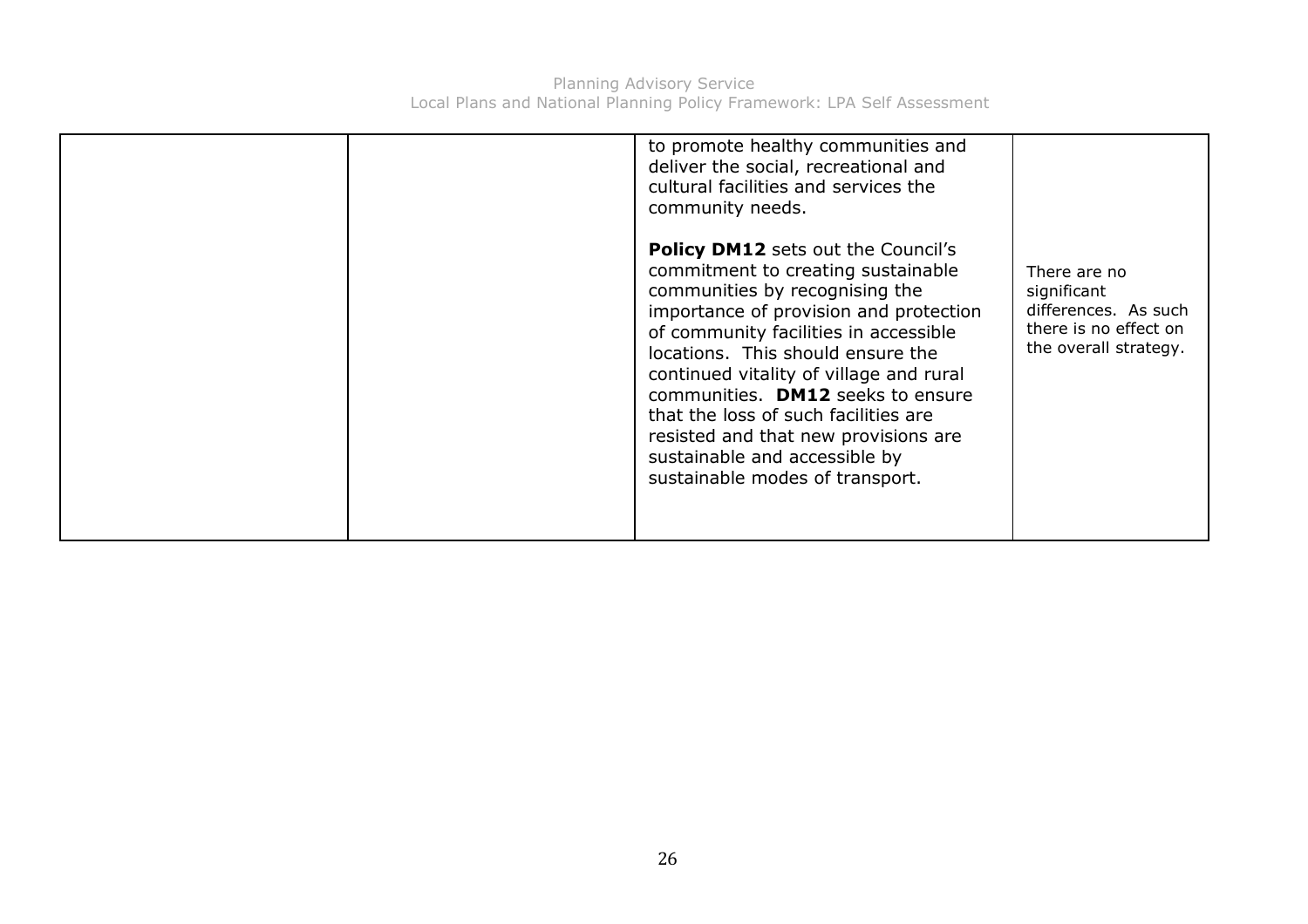| | | | |
|---|---|---|---|
| | | to promote healthy communities and deliver the social, recreational and cultural facilities and services the community needs.<br><br>**Policy DM12** sets out the Council's commitment to creating sustainable communities by recognising the importance of provision and protection of community facilities in accessible locations. This should ensure the continued vitality of village and rural communities. **DM12** seeks to ensure that the loss of such facilities are resisted and that new provisions are sustainable and accessible by sustainable modes of transport. | There are no significant differences. As such there is no effect on the overall strategy. |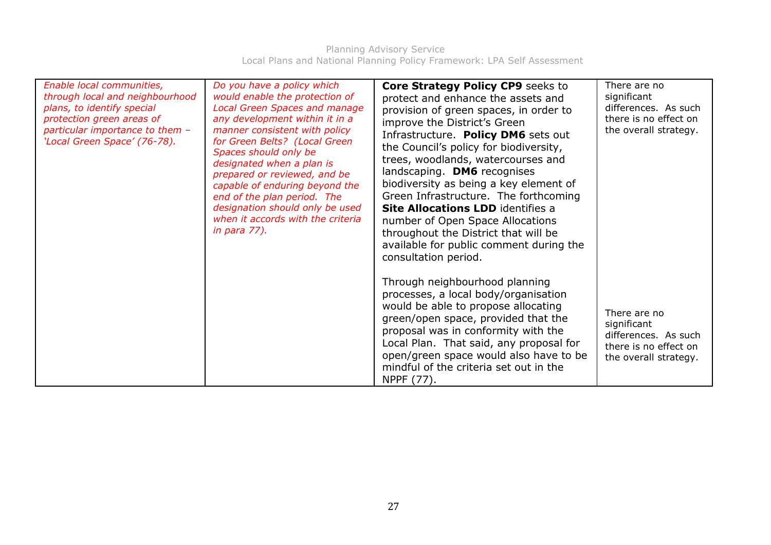| *Enable local communities, through local and neighbourhood plans, to identify special protection green areas of particular importance to them – 'Local Green Space' (76-78).* | *Do you have a policy which would enable the protection of Local Green Spaces and manage any development within it in a manner consistent with policy for Green Belts? (Local Green Spaces should only be designated when a plan is prepared or reviewed, and be capable of enduring beyond the end of the plan period. The designation should only be used when it accords with the criteria in para 77).* | **Core Strategy Policy CP9** seeks to protect and enhance the assets and provision of green spaces, in order to improve the District's Green Infrastructure. **Policy DM6** sets out the Council's policy for biodiversity, trees, woodlands, watercourses and landscaping. **DM6** recognises biodiversity as being a key element of Green Infrastructure. The forthcoming **Site Allocations LDD** identifies a number of Open Space Allocations throughout the District that will be available for public comment during the consultation period. | There are no significant differences. As such there is no effect on the overall strategy. |
|---|---|---|---|
| | | Through neighbourhood planning processes, a local body/organisation would be able to propose allocating green/open space, provided that the proposal was in conformity with the Local Plan. That said, any proposal for open/green space would also have to be mindful of the criteria set out in the NPPF (77). | There are no significant differences. As such there is no effect on the overall strategy. |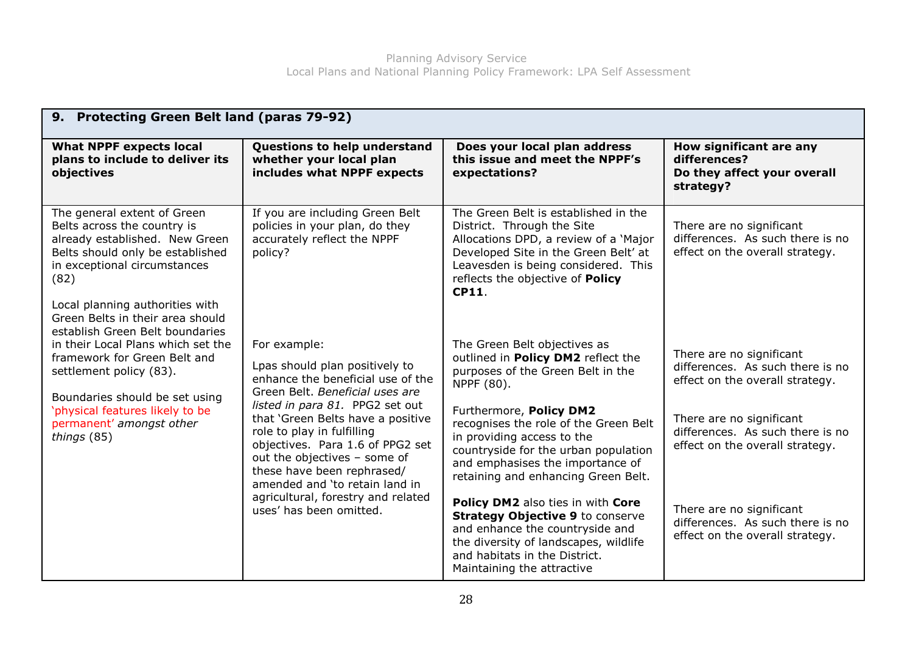| 9. Protecting Green Belt land (paras 79-92) | | | |
|---|---|---|---|
| **What NPPF expects local plans to include to deliver its objectives** | **Questions to help understand whether your local plan includes what NPPF expects** | **Does your local plan address this issue and meet the NPPF's expectations?** | **How significant are any differences? Do they affect your overall strategy?** |
| The general extent of Green Belts across the country is already established. New Green Belts should only be established in exceptional circumstances (82)<br><br>Local planning authorities with Green Belts in their area should establish Green Belt boundaries in their Local Plans which set the framework for Green Belt and settlement policy (83).<br><br>Boundaries should be set using 'physical features likely to be permanent' *amongst other things* (85) | If you are including Green Belt policies in your plan, do they accurately reflect the NPPF policy?<br><br>For example:<br><br>Lpas should plan positively to enhance the beneficial use of the Green Belt. *Beneficial uses are listed in para 81.* PPG2 set out that 'Green Belts have a positive role to play in fulfilling objectives. Para 1.6 of PPG2 set out the objectives – some of these have been rephrased/ amended and 'to retain land in agricultural, forestry and related uses' has been omitted. | The Green Belt is established in the District. Through the Site Allocations DPD, a review of a 'Major Developed Site in the Green Belt' at Leavesden is being considered. This reflects the objective of **Policy CP11**.<br><br>The Green Belt objectives as outlined in **Policy DM2** reflect the purposes of the Green Belt in the NPPF (80).<br><br>Furthermore, **Policy DM2** recognises the role of the Green Belt in providing access to the countryside for the urban population and emphasises the importance of retaining and enhancing Green Belt.<br><br>**Policy DM2** also ties in with **Core Strategy Objective 9** to conserve and enhance the countryside and the diversity of landscapes, wildlife and habitats in the District. Maintaining the attractive | There are no significant differences. As such there is no effect on the overall strategy.<br><br>There are no significant differences. As such there is no effect on the overall strategy.<br><br>There are no significant differences. As such there is no effect on the overall strategy.<br><br>There are no significant differences. As such there is no effect on the overall strategy. |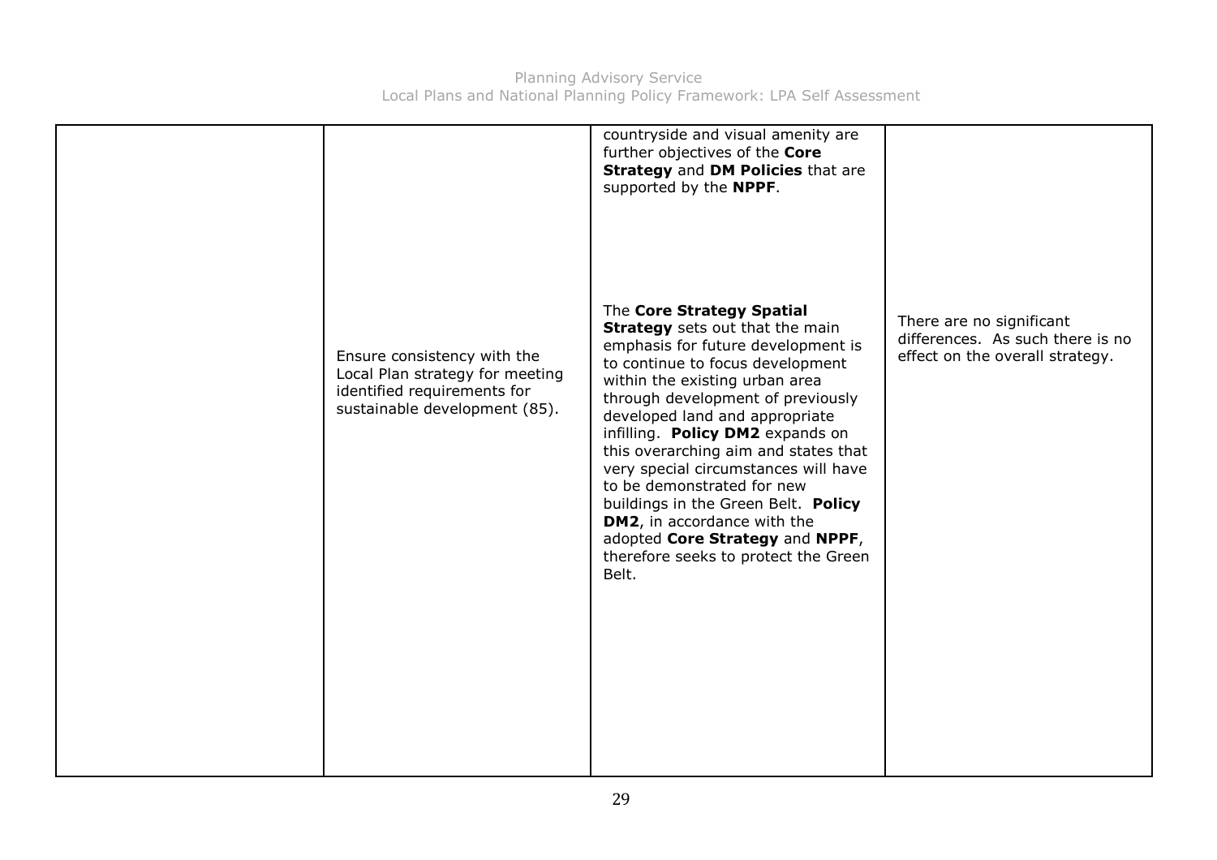| | | | |
|---|---|---|---|
| | | countryside and visual amenity are further objectives of the **Core Strategy** and **DM Policies** that are supported by the **NPPF**. | |
| | Ensure consistency with the Local Plan strategy for meeting identified requirements for sustainable development (85). | The **Core Strategy Spatial Strategy** sets out that the main emphasis for future development is to continue to focus development within the existing urban area through development of previously developed land and appropriate infilling. **Policy DM2** expands on this overarching aim and states that very special circumstances will have to be demonstrated for new buildings in the Green Belt. **Policy DM2**, in accordance with the adopted **Core Strategy** and **NPPF**, therefore seeks to protect the Green Belt. | There are no significant differences. As such there is no effect on the overall strategy. |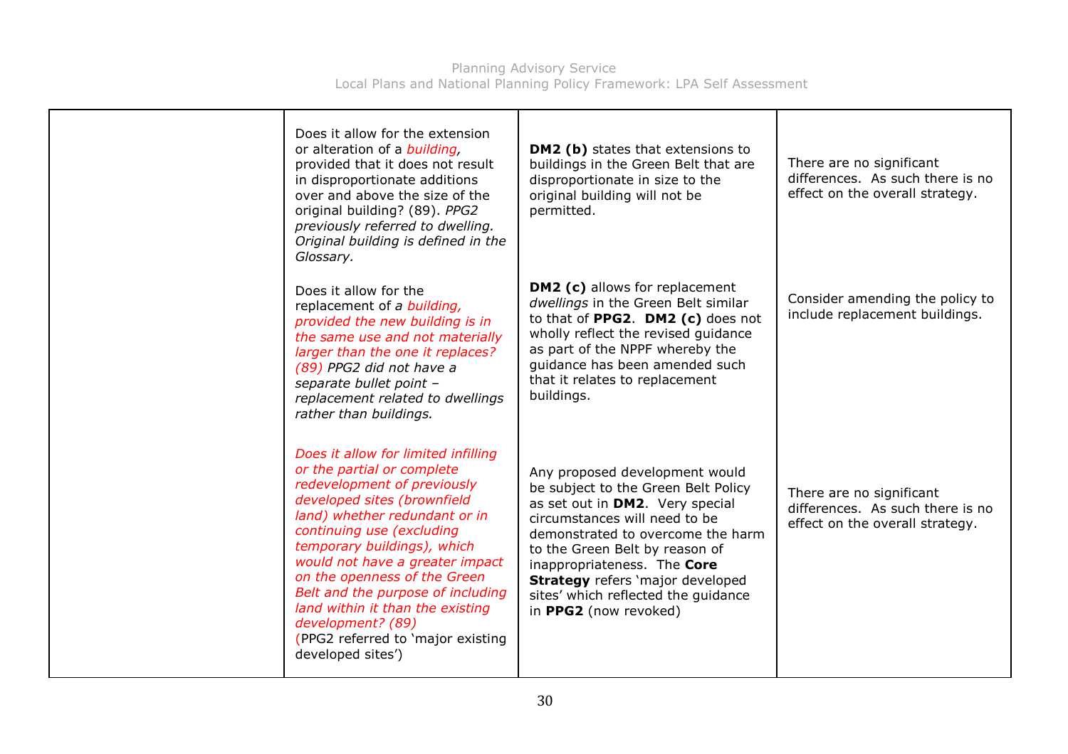| | | | |
|---|---|---|---|
| | Does it allow for the extension or alteration of a *building*, provided that it does not result in disproportionate additions over and above the size of the original building? (89). *PPG2 previously referred to dwelling. Original building is defined in the Glossary.* | **DM2 (b)** states that extensions to buildings in the Green Belt that are disproportionate in size to the original building will not be permitted. | There are no significant differences. As such there is no effect on the overall strategy. |
| | Does it allow for the replacement of *a building, provided the new building is in the same use and not materially larger than the one it replaces? (89) PPG2 did not have a separate bullet point – replacement related to dwellings rather than buildings.* | **DM2 (c)** allows for replacement *dwellings* in the Green Belt similar to that of **PPG2**. **DM2 (c)** does not wholly reflect the revised guidance as part of the NPPF whereby the guidance has been amended such that it relates to replacement buildings. | Consider amending the policy to include replacement buildings. |
| | *Does it allow for limited infilling or the partial or complete redevelopment of previously developed sites (brownfield land) whether redundant or in continuing use (excluding temporary buildings), which would not have a greater impact on the openness of the Green Belt and the purpose of including land within it than the existing development? (89)* (PPG2 referred to 'major existing developed sites') | Any proposed development would be subject to the Green Belt Policy as set out in **DM2**. Very special circumstances will need to be demonstrated to overcome the harm to the Green Belt by reason of inappropriateness. The **Core Strategy** refers 'major developed sites' which reflected the guidance in **PPG2** (now revoked) | There are no significant differences. As such there is no effect on the overall strategy. |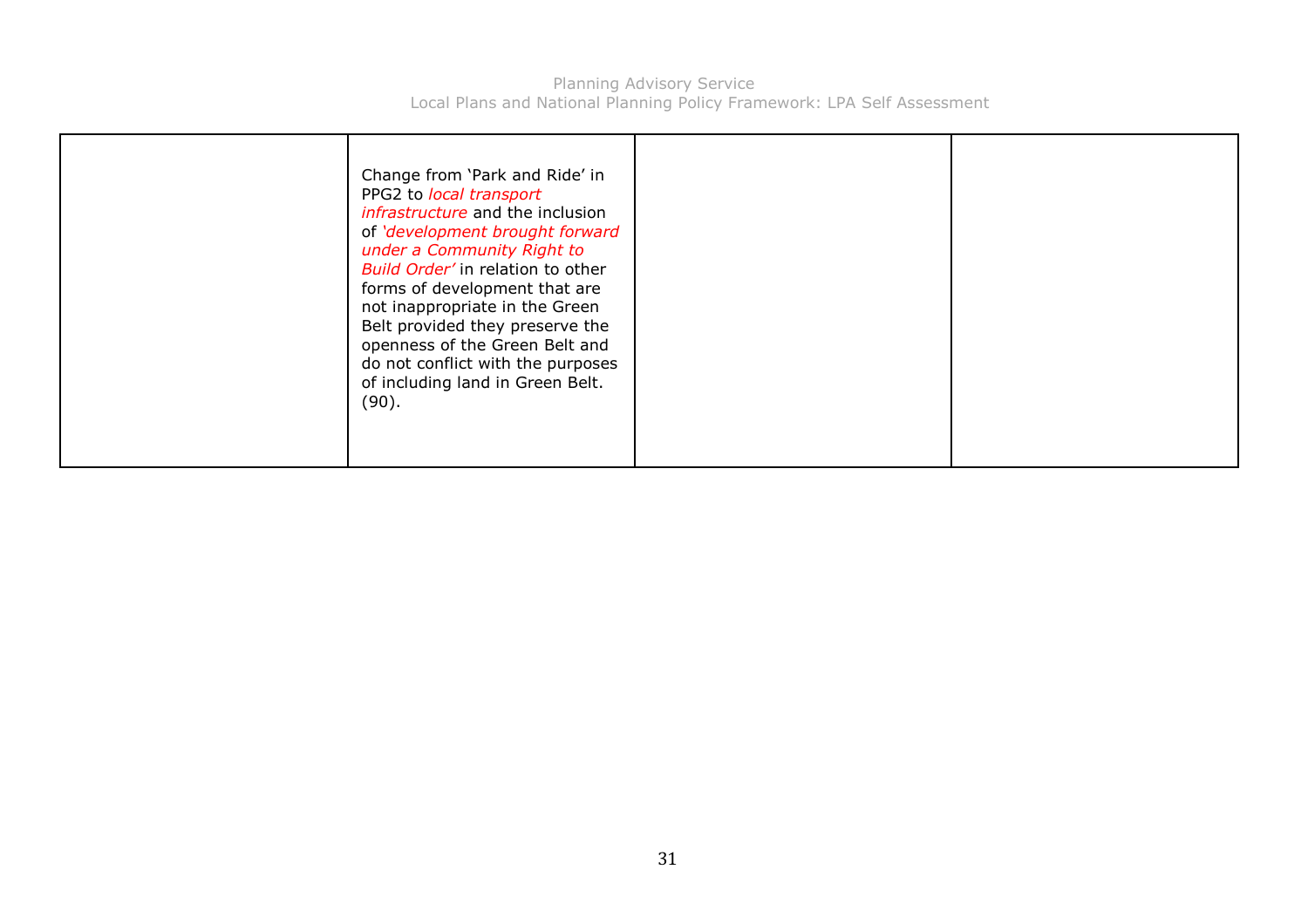| | | | |
|---|---|---|---|
| | Change from 'Park and Ride' in PPG2 to *local transport infrastructure* and the inclusion of *'development brought forward under a Community Right to Build Order'* in relation to other forms of development that are not inappropriate in the Green Belt provided they preserve the openness of the Green Belt and do not conflict with the purposes of including land in Green Belt. (90). | | |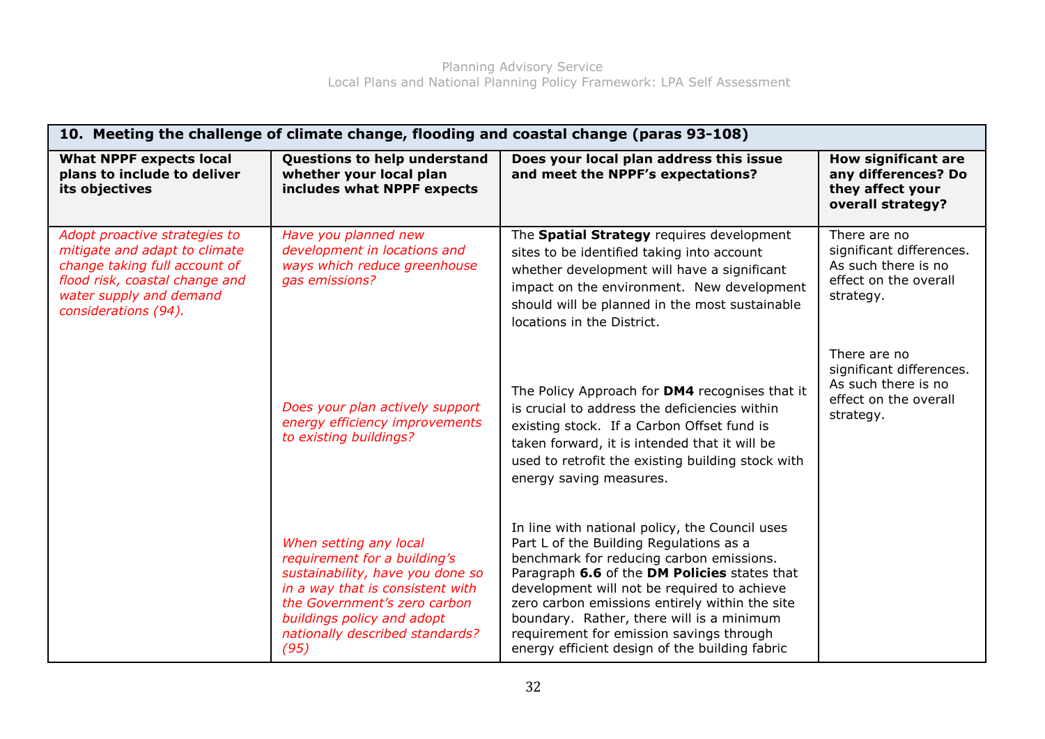| 10. Meeting the challenge of climate change, flooding and coastal change (paras 93-108) | | | |
|---|---|---|---|
| **What NPPF expects local plans to include to deliver its objectives** | **Questions to help understand whether your local plan includes what NPPF expects** | **Does your local plan address this issue and meet the NPPF's expectations?** | **How significant are any differences? Do they affect your overall strategy?** |
| *Adopt proactive strategies to mitigate and adapt to climate change taking full account of flood risk, coastal change and water supply and demand considerations (94).* | *Have you planned new development in locations and ways which reduce greenhouse gas emissions?* | The **Spatial Strategy** requires development sites to be identified taking into account whether development will have a significant impact on the environment. New development should will be planned in the most sustainable locations in the District. | There are no significant differences. As such there is no effect on the overall strategy. |
| | *Does your plan actively support energy efficiency improvements to existing buildings?* | The Policy Approach for **DM4** recognises that it is crucial to address the deficiencies within existing stock. If a Carbon Offset fund is taken forward, it is intended that it will be used to retrofit the existing building stock with energy saving measures. | There are no significant differences. As such there is no effect on the overall strategy. |
| | *When setting any local requirement for a building's sustainability, have you done so in a way that is consistent with the Government's zero carbon buildings policy and adopt nationally described standards? (95)* | In line with national policy, the Council uses Part L of the Building Regulations as a benchmark for reducing carbon emissions. Paragraph **6.6** of the **DM Policies** states that development will not be required to achieve zero carbon emissions entirely within the site boundary. Rather, there will is a minimum requirement for emission savings through energy efficient design of the building fabric | |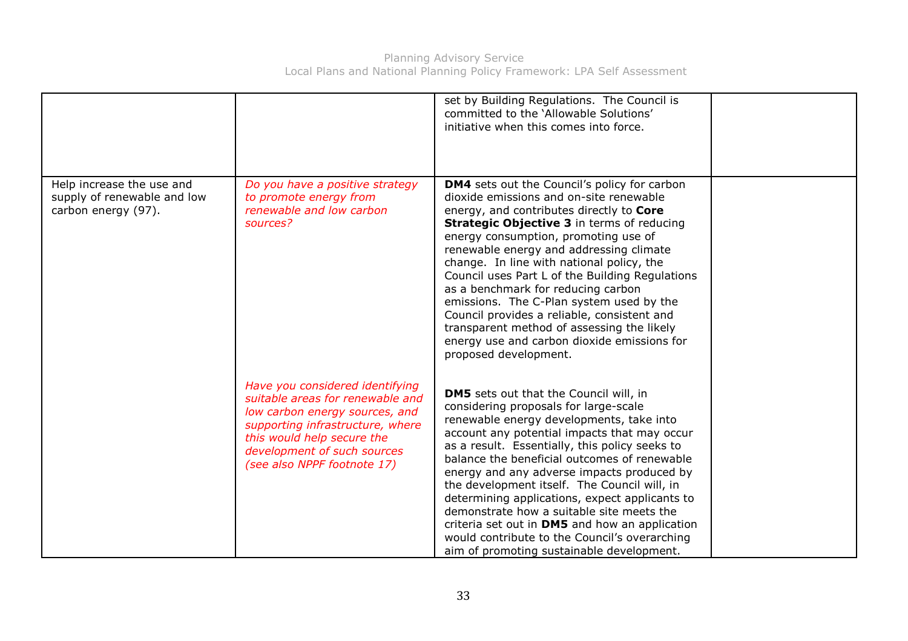| | | | |
|---|---|---|---|
| | | set by Building Regulations. The Council is committed to the 'Allowable Solutions' initiative when this comes into force. | |
| Help increase the use and supply of renewable and low carbon energy (97). | *Do you have a positive strategy to promote energy from renewable and low carbon sources?* | **DM4** sets out the Council's policy for carbon dioxide emissions and on-site renewable energy, and contributes directly to **Core Strategic Objective 3** in terms of reducing energy consumption, promoting use of renewable energy and addressing climate change. In line with national policy, the Council uses Part L of the Building Regulations as a benchmark for reducing carbon emissions. The C-Plan system used by the Council provides a reliable, consistent and transparent method of assessing the likely energy use and carbon dioxide emissions for proposed development. | |
| | *Have you considered identifying suitable areas for renewable and low carbon energy sources, and supporting infrastructure, where this would help secure the development of such sources (see also NPPF footnote 17)* | **DM5** sets out that the Council will, in considering proposals for large-scale renewable energy developments, take into account any potential impacts that may occur as a result. Essentially, this policy seeks to balance the beneficial outcomes of renewable energy and any adverse impacts produced by the development itself. The Council will, in determining applications, expect applicants to demonstrate how a suitable site meets the criteria set out in **DM5** and how an application would contribute to the Council's overarching aim of promoting sustainable development. | |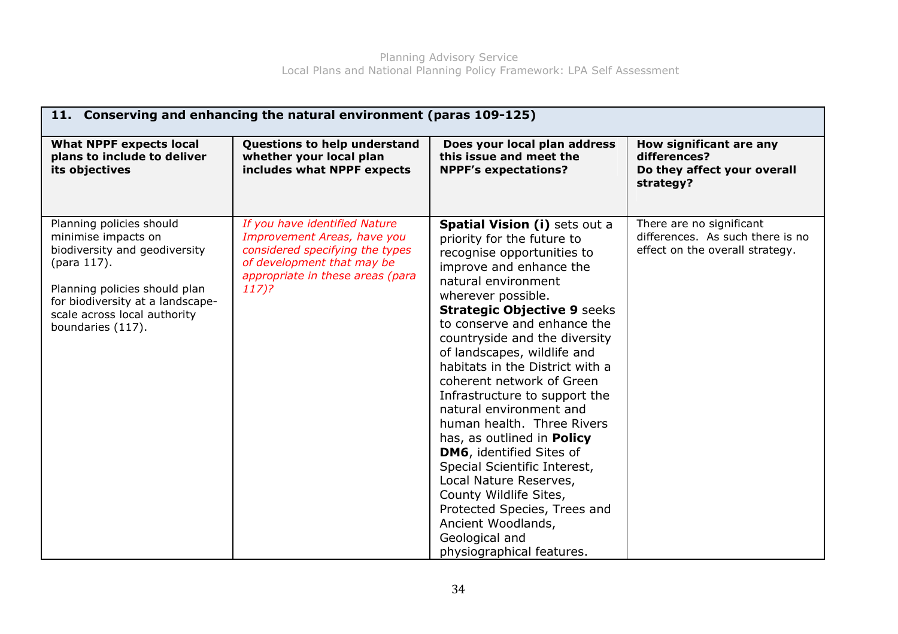| 11. Conserving and enhancing the natural environment (paras 109-125) | | | |
|---|---|---|---|
| **What NPPF expects local plans to include to deliver its objectives** | **Questions to help understand whether your local plan includes what NPPF expects** | **Does your local plan address this issue and meet the NPPF's expectations?** | **How significant are any differences? Do they affect your overall strategy?** |
| Planning policies should minimise impacts on biodiversity and geodiversity (para 117).<br><br>Planning policies should plan for biodiversity at a landscape-scale across local authority boundaries (117). | *If you have identified Nature Improvement Areas, have you considered specifying the types of development that may be appropriate in these areas (para 117)?* | **Spatial Vision (i)** sets out a priority for the future to recognise opportunities to improve and enhance the natural environment wherever possible. **Strategic Objective 9** seeks to conserve and enhance the countryside and the diversity of landscapes, wildlife and habitats in the District with a coherent network of Green Infrastructure to support the natural environment and human health. Three Rivers has, as outlined in **Policy DM6**, identified Sites of Special Scientific Interest, Local Nature Reserves, County Wildlife Sites, Protected Species, Trees and Ancient Woodlands, Geological and physiographical features. | There are no significant differences. As such there is no effect on the overall strategy. |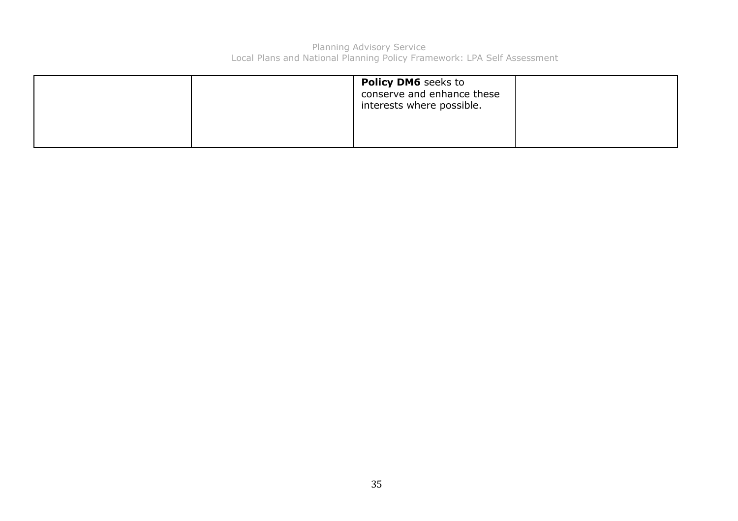| | | | |
|---|---|---|---|
| | | **Policy DM6** seeks to conserve and enhance these interests where possible. | |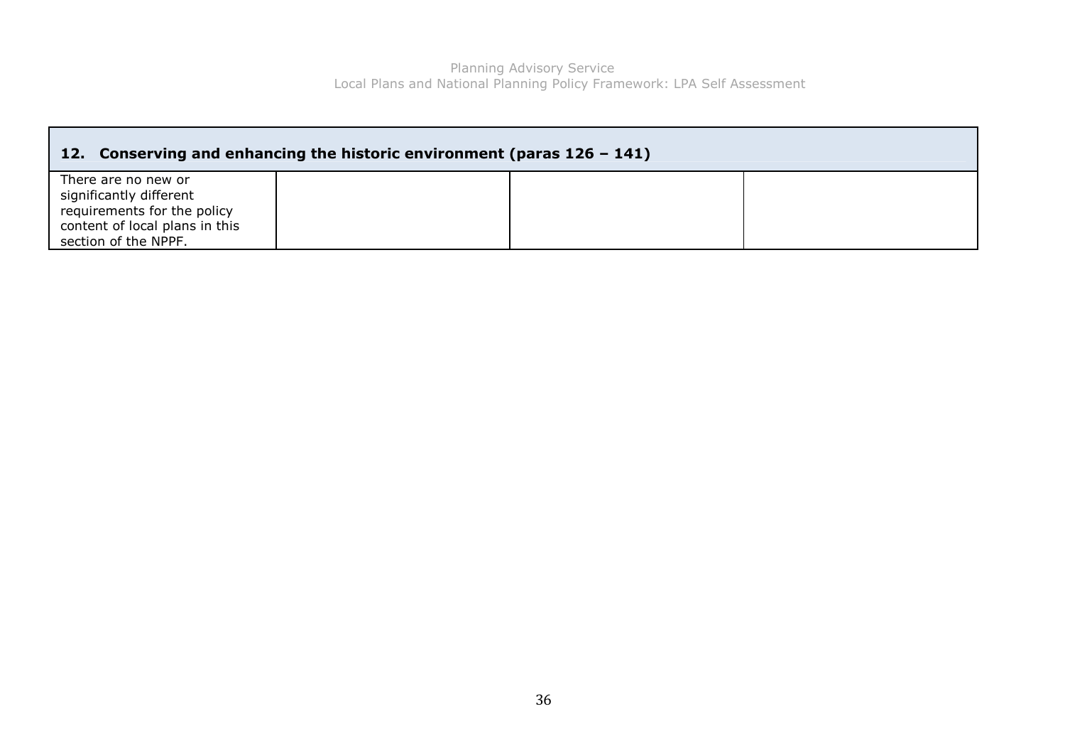| 12. Conserving and enhancing the historic environment (paras 126 – 141) | | | |
|---|---|---|---|
| There are no new or significantly different requirements for the policy content of local plans in this section of the NPPF. | | | |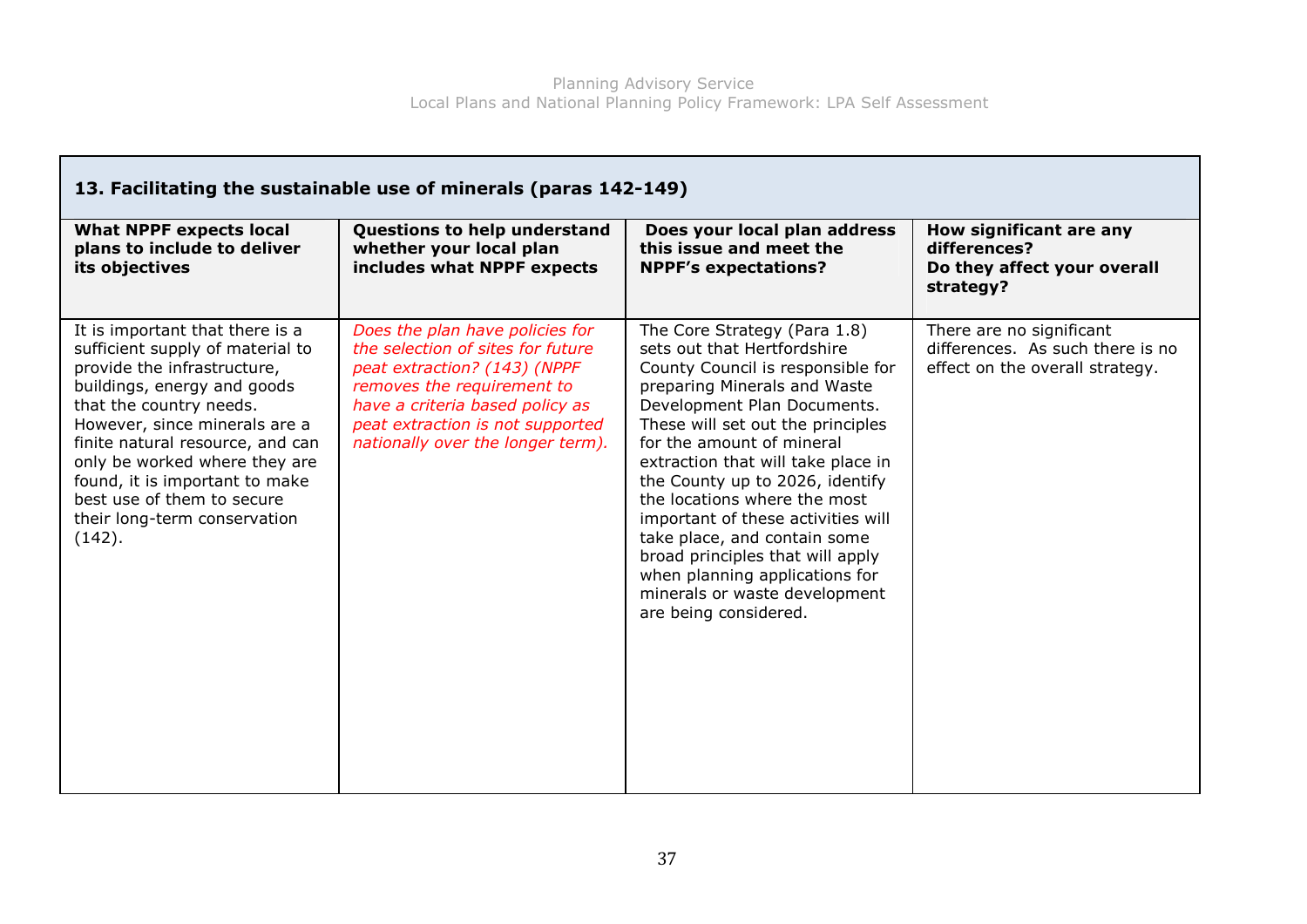| 13. Facilitating the sustainable use of minerals (paras 142-149) | | | |
|---|---|---|---|
| **What NPPF expects local plans to include to deliver its objectives** | **Questions to help understand whether your local plan includes what NPPF expects** | **Does your local plan address this issue and meet the NPPF's expectations?** | **How significant are any differences? Do they affect your overall strategy?** |
| It is important that there is a sufficient supply of material to provide the infrastructure, buildings, energy and goods that the country needs. However, since minerals are a finite natural resource, and can only be worked where they are found, it is important to make best use of them to secure their long-term conservation (142). | *Does the plan have policies for the selection of sites for future peat extraction? (143) (NPPF removes the requirement to have a criteria based policy as peat extraction is not supported nationally over the longer term).* | The Core Strategy (Para 1.8) sets out that Hertfordshire County Council is responsible for preparing Minerals and Waste Development Plan Documents. These will set out the principles for the amount of mineral extraction that will take place in the County up to 2026, identify the locations where the most important of these activities will take place, and contain some broad principles that will apply when planning applications for minerals or waste development are being considered. | There are no significant differences. As such there is no effect on the overall strategy. |